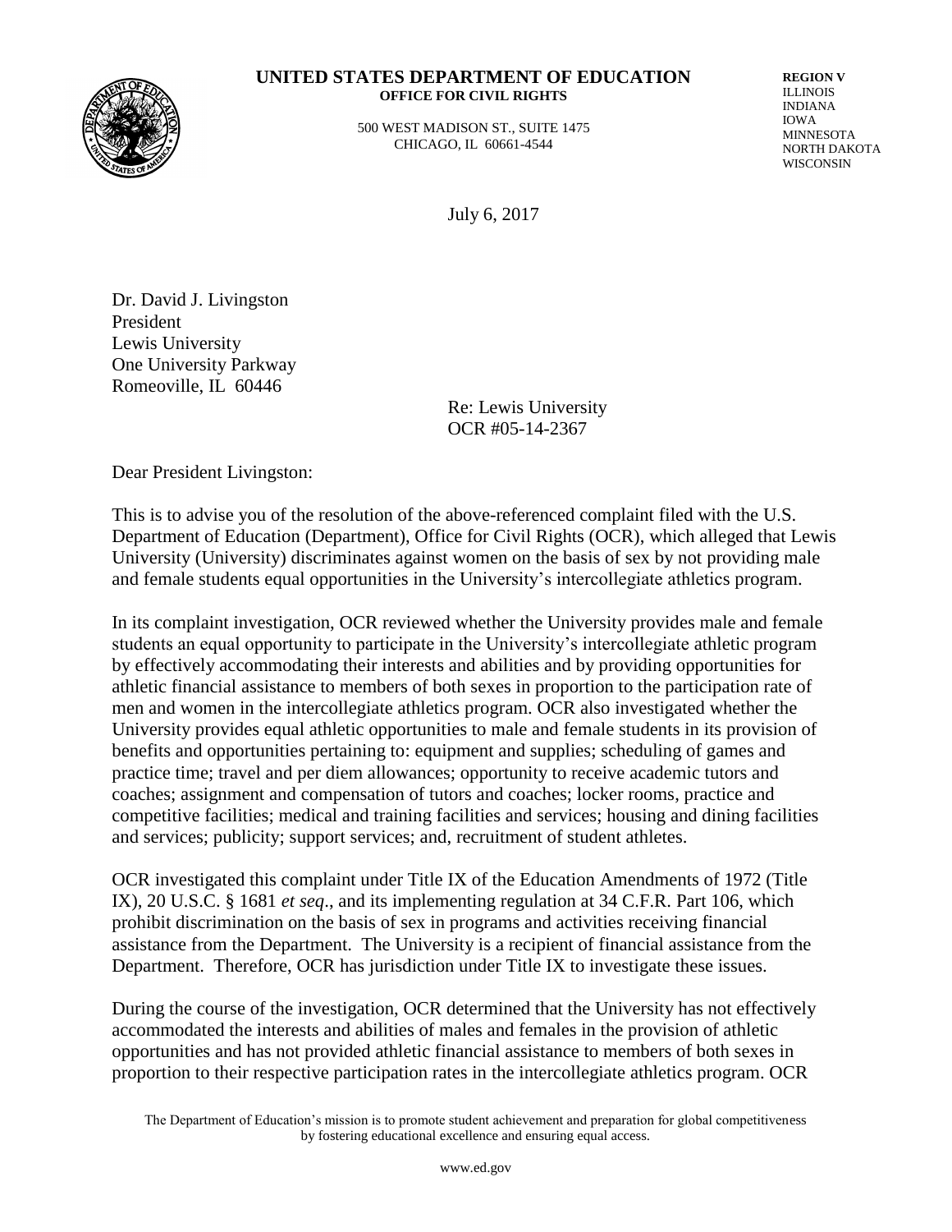**UNITED STATES DEPARTMENT OF EDUCATION**
**OFFICE FOR CIVIL RIGHTS**

500 WEST MADISON ST., SUITE 1475
CHICAGO, IL 60661-4544

**REGION V**
ILLINOIS
INDIANA
IOWA
MINNESOTA
NORTH DAKOTA
WISCONSIN

July 6, 2017

Dr. David J. Livingston
President
Lewis University
One University Parkway
Romeoville, IL 60446

Re: Lewis University
OCR #05-14-2367

Dear President Livingston:

This is to advise you of the resolution of the above-referenced complaint filed with the U.S. Department of Education (Department), Office for Civil Rights (OCR), which alleged that Lewis University (University) discriminates against women on the basis of sex by not providing male and female students equal opportunities in the University's intercollegiate athletics program.

In its complaint investigation, OCR reviewed whether the University provides male and female students an equal opportunity to participate in the University's intercollegiate athletic program by effectively accommodating their interests and abilities and by providing opportunities for athletic financial assistance to members of both sexes in proportion to the participation rate of men and women in the intercollegiate athletics program. OCR also investigated whether the University provides equal athletic opportunities to male and female students in its provision of benefits and opportunities pertaining to: equipment and supplies; scheduling of games and practice time; travel and per diem allowances; opportunity to receive academic tutors and coaches; assignment and compensation of tutors and coaches; locker rooms, practice and competitive facilities; medical and training facilities and services; housing and dining facilities and services; publicity; support services; and, recruitment of student athletes.

OCR investigated this complaint under Title IX of the Education Amendments of 1972 (Title IX), 20 U.S.C. § 1681 *et seq*., and its implementing regulation at 34 C.F.R. Part 106, which prohibit discrimination on the basis of sex in programs and activities receiving financial assistance from the Department. The University is a recipient of financial assistance from the Department. Therefore, OCR has jurisdiction under Title IX to investigate these issues.

During the course of the investigation, OCR determined that the University has not effectively accommodated the interests and abilities of males and females in the provision of athletic opportunities and has not provided athletic financial assistance to members of both sexes in proportion to their respective participation rates in the intercollegiate athletics program. OCR

The Department of Education's mission is to promote student achievement and preparation for global competitiveness by fostering educational excellence and ensuring equal access.

www.ed.gov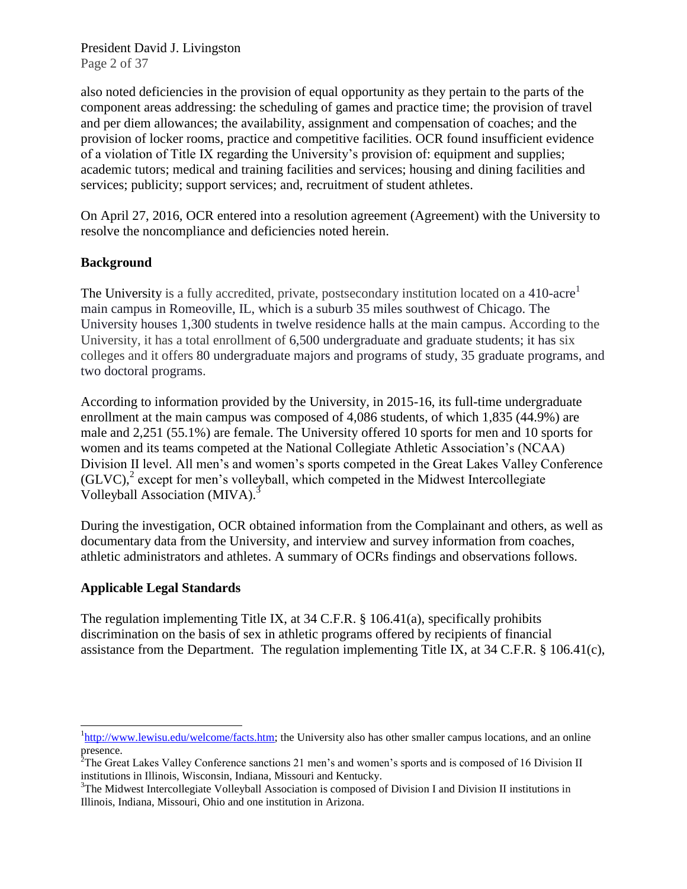also noted deficiencies in the provision of equal opportunity as they pertain to the parts of the component areas addressing: the scheduling of games and practice time; the provision of travel and per diem allowances; the availability, assignment and compensation of coaches; and the provision of locker rooms, practice and competitive facilities. OCR found insufficient evidence of a violation of Title IX regarding the University's provision of: equipment and supplies; academic tutors; medical and training facilities and services; housing and dining facilities and services; publicity; support services; and, recruitment of student athletes.

On April 27, 2016, OCR entered into a resolution agreement (Agreement) with the University to resolve the noncompliance and deficiencies noted herein.

**Background**

The University is a fully accredited, private, postsecondary institution located on a 410-acre[1] main campus in Romeoville, IL, which is a suburb 35 miles southwest of Chicago. The University houses 1,300 students in twelve residence halls at the main campus. According to the University, it has a total enrollment of 6,500 undergraduate and graduate students; it has six colleges and it offers 80 undergraduate majors and programs of study, 35 graduate programs, and two doctoral programs.

According to information provided by the University, in 2015-16, its full-time undergraduate enrollment at the main campus was composed of 4,086 students, of which 1,835 (44.9%) are male and 2,251 (55.1%) are female. The University offered 10 sports for men and 10 sports for women and its teams competed at the National Collegiate Athletic Association's (NCAA) Division II level. All men's and women's sports competed in the Great Lakes Valley Conference (GLVC),[2] except for men's volleyball, which competed in the Midwest Intercollegiate Volleyball Association (MIVA).[3]

During the investigation, OCR obtained information from the Complainant and others, as well as documentary data from the University, and interview and survey information from coaches, athletic administrators and athletes. A summary of OCRs findings and observations follows.

**Applicable Legal Standards**

The regulation implementing Title IX, at 34 C.F.R. § 106.41(a), specifically prohibits discrimination on the basis of sex in athletic programs offered by recipients of financial assistance from the Department. The regulation implementing Title IX, at 34 C.F.R. § 106.41(c),

---

[1] http://www.lewisu.edu/welcome/facts.htm; the University also has other smaller campus locations, and an online presence.

[2] The Great Lakes Valley Conference sanctions 21 men's and women's sports and is composed of 16 Division II institutions in Illinois, Wisconsin, Indiana, Missouri and Kentucky.

[3] The Midwest Intercollegiate Volleyball Association is composed of Division I and Division II institutions in Illinois, Indiana, Missouri, Ohio and one institution in Arizona.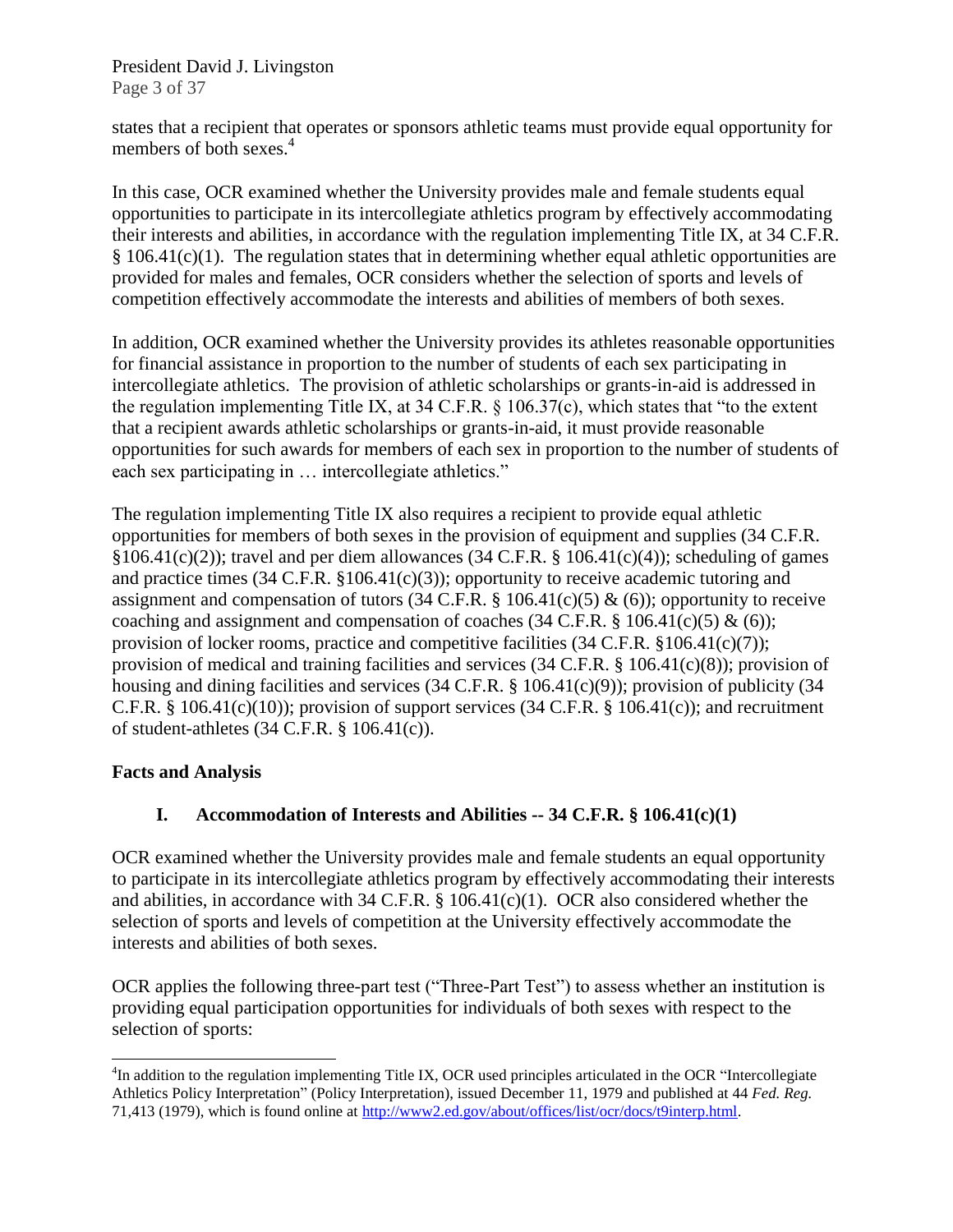states that a recipient that operates or sponsors athletic teams must provide equal opportunity for members of both sexes.[4]

In this case, OCR examined whether the University provides male and female students equal opportunities to participate in its intercollegiate athletics program by effectively accommodating their interests and abilities, in accordance with the regulation implementing Title IX, at 34 C.F.R. § 106.41(c)(1). The regulation states that in determining whether equal athletic opportunities are provided for males and females, OCR considers whether the selection of sports and levels of competition effectively accommodate the interests and abilities of members of both sexes.

In addition, OCR examined whether the University provides its athletes reasonable opportunities for financial assistance in proportion to the number of students of each sex participating in intercollegiate athletics. The provision of athletic scholarships or grants-in-aid is addressed in the regulation implementing Title IX, at 34 C.F.R. § 106.37(c), which states that "to the extent that a recipient awards athletic scholarships or grants-in-aid, it must provide reasonable opportunities for such awards for members of each sex in proportion to the number of students of each sex participating in … intercollegiate athletics."

The regulation implementing Title IX also requires a recipient to provide equal athletic opportunities for members of both sexes in the provision of equipment and supplies (34 C.F.R. §106.41(c)(2)); travel and per diem allowances (34 C.F.R. § 106.41(c)(4)); scheduling of games and practice times (34 C.F.R. §106.41(c)(3)); opportunity to receive academic tutoring and assignment and compensation of tutors (34 C.F.R. § 106.41(c)(5) & (6)); opportunity to receive coaching and assignment and compensation of coaches (34 C.F.R. § 106.41(c)(5) & (6)); provision of locker rooms, practice and competitive facilities (34 C.F.R. §106.41(c)(7)); provision of medical and training facilities and services (34 C.F.R. § 106.41(c)(8)); provision of housing and dining facilities and services (34 C.F.R. § 106.41(c)(9)); provision of publicity (34 C.F.R. § 106.41(c)(10)); provision of support services (34 C.F.R. § 106.41(c)); and recruitment of student-athletes (34 C.F.R. § 106.41(c)).

## Facts and Analysis

### I. Accommodation of Interests and Abilities -- 34 C.F.R. § 106.41(c)(1)

OCR examined whether the University provides male and female students an equal opportunity to participate in its intercollegiate athletics program by effectively accommodating their interests and abilities, in accordance with 34 C.F.R. § 106.41(c)(1). OCR also considered whether the selection of sports and levels of competition at the University effectively accommodate the interests and abilities of both sexes.

OCR applies the following three-part test ("Three-Part Test") to assess whether an institution is providing equal participation opportunities for individuals of both sexes with respect to the selection of sports:

---

[4] In addition to the regulation implementing Title IX, OCR used principles articulated in the OCR "Intercollegiate Athletics Policy Interpretation" (Policy Interpretation), issued December 11, 1979 and published at 44 *Fed. Reg.* 71,413 (1979), which is found online at http://www2.ed.gov/about/offices/list/ocr/docs/t9interp.html.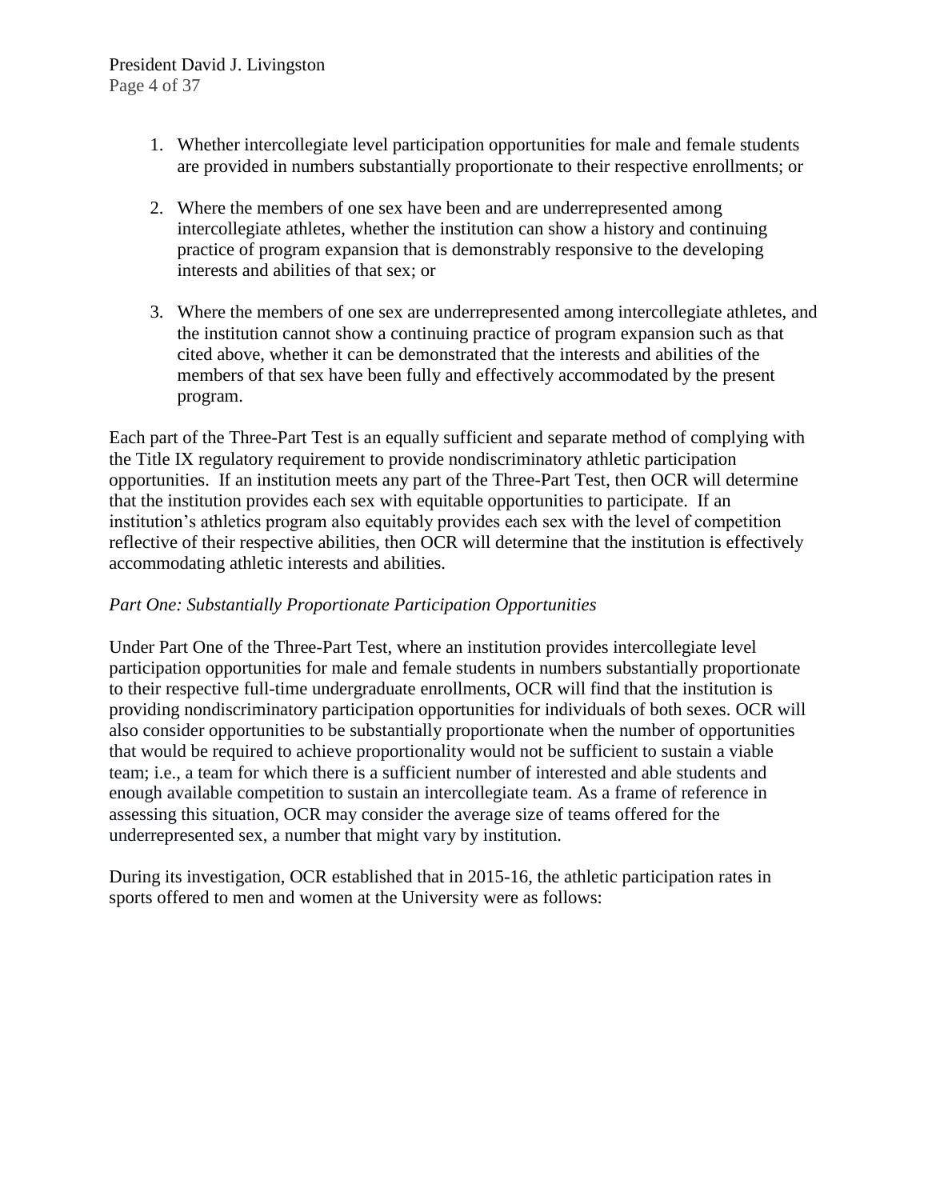1. Whether intercollegiate level participation opportunities for male and female students are provided in numbers substantially proportionate to their respective enrollments; or

2. Where the members of one sex have been and are underrepresented among intercollegiate athletes, whether the institution can show a history and continuing practice of program expansion that is demonstrably responsive to the developing interests and abilities of that sex; or

3. Where the members of one sex are underrepresented among intercollegiate athletes, and the institution cannot show a continuing practice of program expansion such as that cited above, whether it can be demonstrated that the interests and abilities of the members of that sex have been fully and effectively accommodated by the present program.

Each part of the Three-Part Test is an equally sufficient and separate method of complying with the Title IX regulatory requirement to provide nondiscriminatory athletic participation opportunities. If an institution meets any part of the Three-Part Test, then OCR will determine that the institution provides each sex with equitable opportunities to participate. If an institution's athletics program also equitably provides each sex with the level of competition reflective of their respective abilities, then OCR will determine that the institution is effectively accommodating athletic interests and abilities.

*Part One: Substantially Proportionate Participation Opportunities*

Under Part One of the Three-Part Test, where an institution provides intercollegiate level participation opportunities for male and female students in numbers substantially proportionate to their respective full-time undergraduate enrollments, OCR will find that the institution is providing nondiscriminatory participation opportunities for individuals of both sexes. OCR will also consider opportunities to be substantially proportionate when the number of opportunities that would be required to achieve proportionality would not be sufficient to sustain a viable team; i.e., a team for which there is a sufficient number of interested and able students and enough available competition to sustain an intercollegiate team. As a frame of reference in assessing this situation, OCR may consider the average size of teams offered for the underrepresented sex, a number that might vary by institution.

During its investigation, OCR established that in 2015-16, the athletic participation rates in sports offered to men and women at the University were as follows: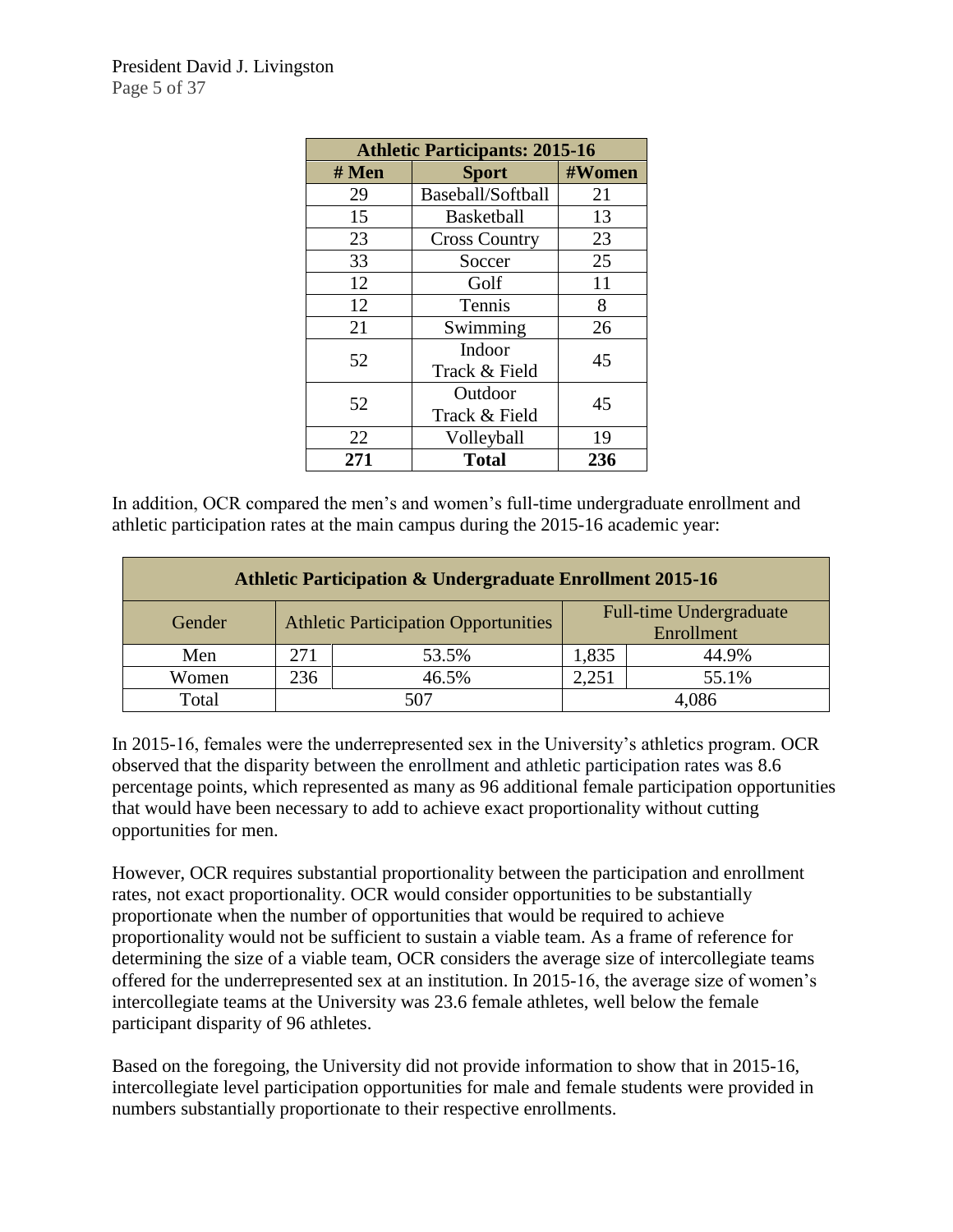| Athletic Participants: 2015-16 | | |
|---|---|---|
| **# Men** | **Sport** | **#Women** |
| 29 | Baseball/Softball | 21 |
| 15 | Basketball | 13 |
| 23 | Cross Country | 23 |
| 33 | Soccer | 25 |
| 12 | Golf | 11 |
| 12 | Tennis | 8 |
| 21 | Swimming | 26 |
| 52 | Indoor Track & Field | 45 |
| 52 | Outdoor Track & Field | 45 |
| 22 | Volleyball | 19 |
| **271** | **Total** | **236** |

In addition, OCR compared the men's and women's full-time undergraduate enrollment and athletic participation rates at the main campus during the 2015-16 academic year:

| Athletic Participation & Undergraduate Enrollment 2015-16 | | | | |
|---|---|---|---|---|
| Gender | Athletic Participation Opportunities | | Full-time Undergraduate Enrollment | |
| Men | 271 | 53.5% | 1,835 | 44.9% |
| Women | 236 | 46.5% | 2,251 | 55.1% |
| Total | 507 | | 4,086 | |

In 2015-16, females were the underrepresented sex in the University's athletics program. OCR observed that the disparity between the enrollment and athletic participation rates was 8.6 percentage points, which represented as many as 96 additional female participation opportunities that would have been necessary to add to achieve exact proportionality without cutting opportunities for men.

However, OCR requires substantial proportionality between the participation and enrollment rates, not exact proportionality. OCR would consider opportunities to be substantially proportionate when the number of opportunities that would be required to achieve proportionality would not be sufficient to sustain a viable team. As a frame of reference for determining the size of a viable team, OCR considers the average size of intercollegiate teams offered for the underrepresented sex at an institution. In 2015-16, the average size of women's intercollegiate teams at the University was 23.6 female athletes, well below the female participant disparity of 96 athletes.

Based on the foregoing, the University did not provide information to show that in 2015-16, intercollegiate level participation opportunities for male and female students were provided in numbers substantially proportionate to their respective enrollments.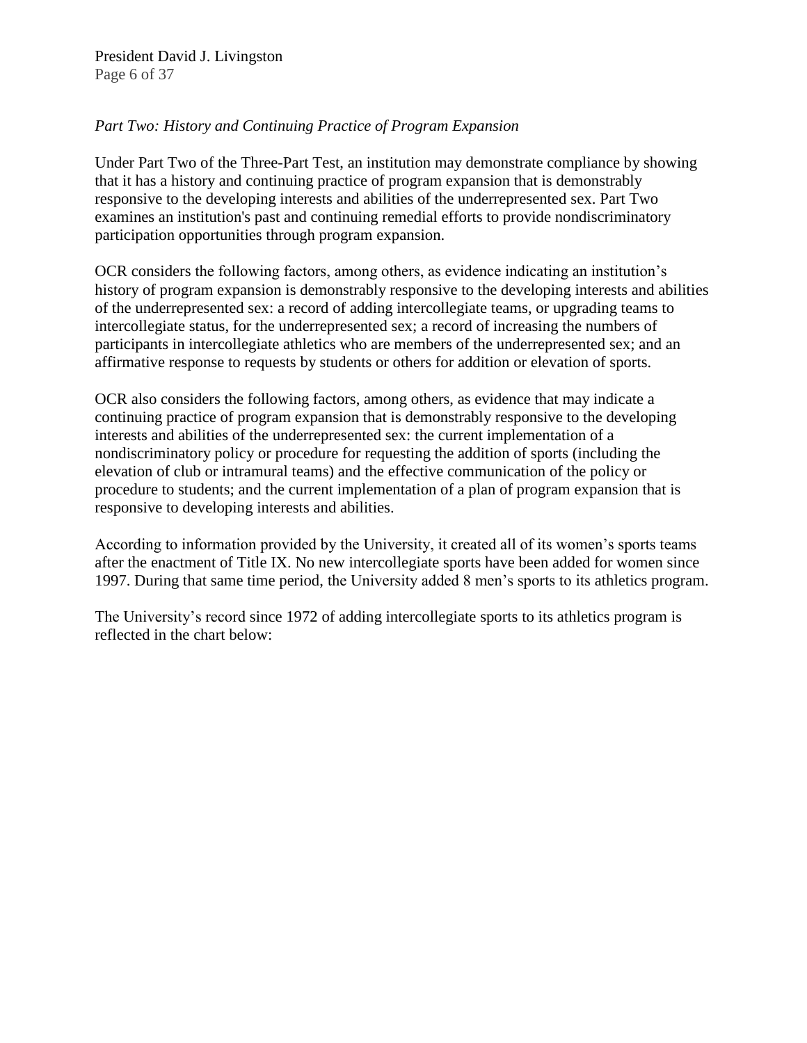*Part Two: History and Continuing Practice of Program Expansion*

Under Part Two of the Three-Part Test, an institution may demonstrate compliance by showing that it has a history and continuing practice of program expansion that is demonstrably responsive to the developing interests and abilities of the underrepresented sex. Part Two examines an institution's past and continuing remedial efforts to provide nondiscriminatory participation opportunities through program expansion.

OCR considers the following factors, among others, as evidence indicating an institution's history of program expansion is demonstrably responsive to the developing interests and abilities of the underrepresented sex: a record of adding intercollegiate teams, or upgrading teams to intercollegiate status, for the underrepresented sex; a record of increasing the numbers of participants in intercollegiate athletics who are members of the underrepresented sex; and an affirmative response to requests by students or others for addition or elevation of sports.

OCR also considers the following factors, among others, as evidence that may indicate a continuing practice of program expansion that is demonstrably responsive to the developing interests and abilities of the underrepresented sex: the current implementation of a nondiscriminatory policy or procedure for requesting the addition of sports (including the elevation of club or intramural teams) and the effective communication of the policy or procedure to students; and the current implementation of a plan of program expansion that is responsive to developing interests and abilities.

According to information provided by the University, it created all of its women's sports teams after the enactment of Title IX. No new intercollegiate sports have been added for women since 1997. During that same time period, the University added 8 men's sports to its athletics program.

The University's record since 1972 of adding intercollegiate sports to its athletics program is reflected in the chart below: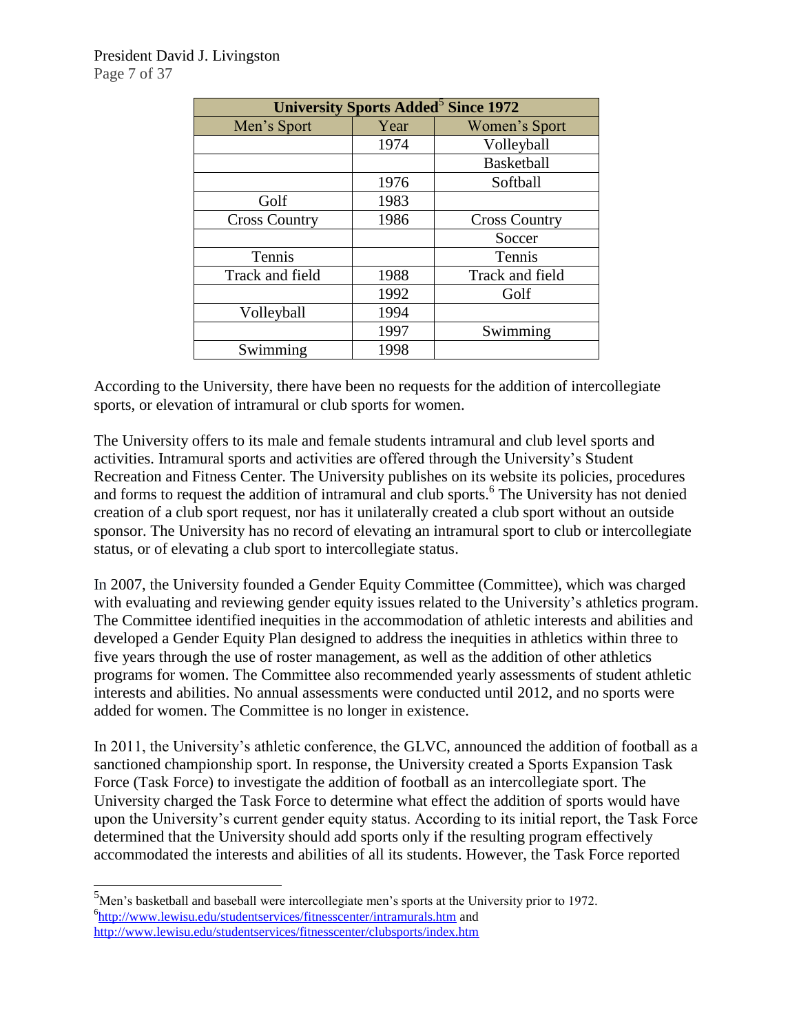| University Sports Added[5] Since 1972 | | |
|---|---|---|
| Men's Sport | Year | Women's Sport |
| | 1974 | Volleyball |
| | | Basketball |
| | 1976 | Softball |
| Golf | 1983 | |
| Cross Country | 1986 | Cross Country |
| | | Soccer |
| Tennis | | Tennis |
| Track and field | 1988 | Track and field |
| | 1992 | Golf |
| Volleyball | 1994 | |
| | 1997 | Swimming |
| Swimming | 1998 | |

According to the University, there have been no requests for the addition of intercollegiate sports, or elevation of intramural or club sports for women.

The University offers to its male and female students intramural and club level sports and activities. Intramural sports and activities are offered through the University's Student Recreation and Fitness Center. The University publishes on its website its policies, procedures and forms to request the addition of intramural and club sports.[6] The University has not denied creation of a club sport request, nor has it unilaterally created a club sport without an outside sponsor. The University has no record of elevating an intramural sport to club or intercollegiate status, or of elevating a club sport to intercollegiate status.

In 2007, the University founded a Gender Equity Committee (Committee), which was charged with evaluating and reviewing gender equity issues related to the University's athletics program. The Committee identified inequities in the accommodation of athletic interests and abilities and developed a Gender Equity Plan designed to address the inequities in athletics within three to five years through the use of roster management, as well as the addition of other athletics programs for women. The Committee also recommended yearly assessments of student athletic interests and abilities. No annual assessments were conducted until 2012, and no sports were added for women. The Committee is no longer in existence.

In 2011, the University's athletic conference, the GLVC, announced the addition of football as a sanctioned championship sport. In response, the University created a Sports Expansion Task Force (Task Force) to investigate the addition of football as an intercollegiate sport. The University charged the Task Force to determine what effect the addition of sports would have upon the University's current gender equity status. According to its initial report, the Task Force determined that the University should add sports only if the resulting program effectively accommodated the interests and abilities of all its students. However, the Task Force reported

---

[5] Men's basketball and baseball were intercollegiate men's sports at the University prior to 1972.

[6] http://www.lewisu.edu/studentservices/fitnesscenter/intramurals.htm and http://www.lewisu.edu/studentservices/fitnesscenter/clubsports/index.htm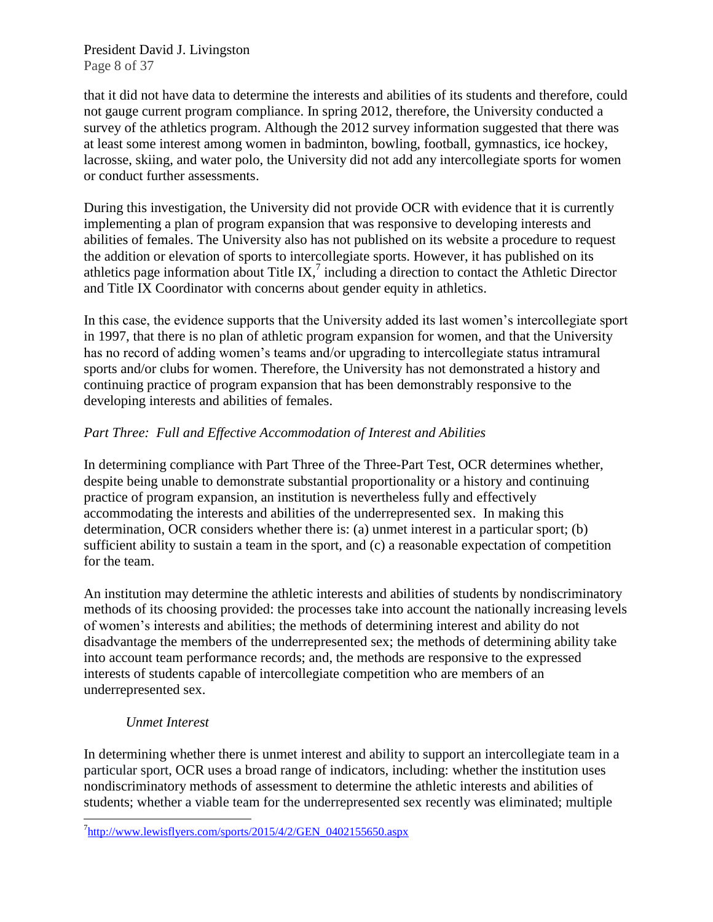that it did not have data to determine the interests and abilities of its students and therefore, could not gauge current program compliance. In spring 2012, therefore, the University conducted a survey of the athletics program. Although the 2012 survey information suggested that there was at least some interest among women in badminton, bowling, football, gymnastics, ice hockey, lacrosse, skiing, and water polo, the University did not add any intercollegiate sports for women or conduct further assessments.

During this investigation, the University did not provide OCR with evidence that it is currently implementing a plan of program expansion that was responsive to developing interests and abilities of females. The University also has not published on its website a procedure to request the addition or elevation of sports to intercollegiate sports. However, it has published on its athletics page information about Title IX,[7] including a direction to contact the Athletic Director and Title IX Coordinator with concerns about gender equity in athletics.

In this case, the evidence supports that the University added its last women's intercollegiate sport in 1997, that there is no plan of athletic program expansion for women, and that the University has no record of adding women's teams and/or upgrading to intercollegiate status intramural sports and/or clubs for women. Therefore, the University has not demonstrated a history and continuing practice of program expansion that has been demonstrably responsive to the developing interests and abilities of females.

*Part Three: Full and Effective Accommodation of Interest and Abilities*

In determining compliance with Part Three of the Three-Part Test, OCR determines whether, despite being unable to demonstrate substantial proportionality or a history and continuing practice of program expansion, an institution is nevertheless fully and effectively accommodating the interests and abilities of the underrepresented sex. In making this determination, OCR considers whether there is: (a) unmet interest in a particular sport; (b) sufficient ability to sustain a team in the sport, and (c) a reasonable expectation of competition for the team.

An institution may determine the athletic interests and abilities of students by nondiscriminatory methods of its choosing provided: the processes take into account the nationally increasing levels of women's interests and abilities; the methods of determining interest and ability do not disadvantage the members of the underrepresented sex; the methods of determining ability take into account team performance records; and, the methods are responsive to the expressed interests of students capable of intercollegiate competition who are members of an underrepresented sex.

*Unmet Interest*

In determining whether there is unmet interest and ability to support an intercollegiate team in a particular sport, OCR uses a broad range of indicators, including: whether the institution uses nondiscriminatory methods of assessment to determine the athletic interests and abilities of students; whether a viable team for the underrepresented sex recently was eliminated; multiple

[7] http://www.lewisflyers.com/sports/2015/4/2/GEN_0402155650.aspx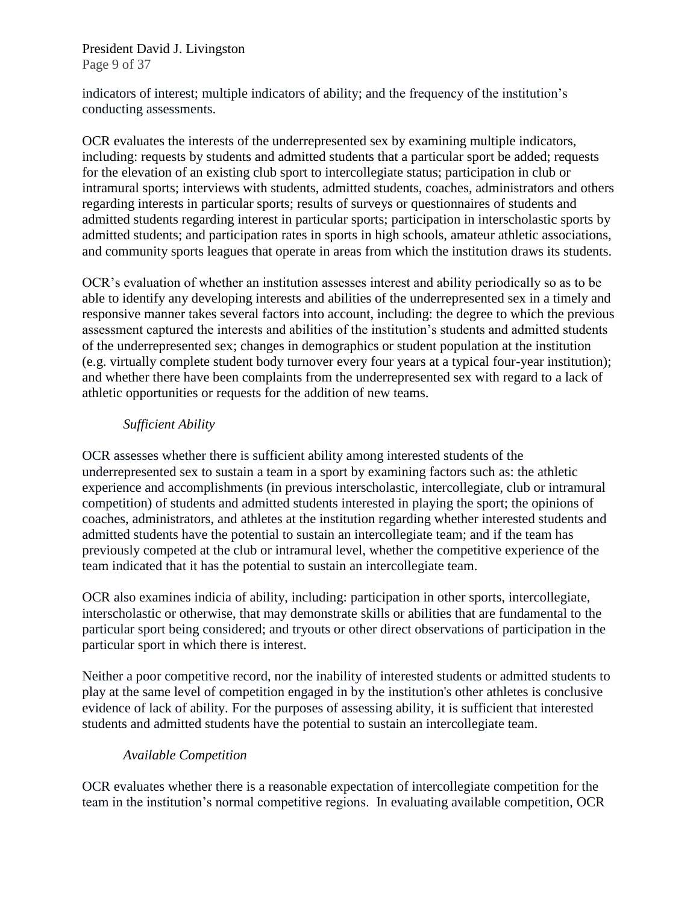indicators of interest; multiple indicators of ability; and the frequency of the institution's conducting assessments.

OCR evaluates the interests of the underrepresented sex by examining multiple indicators, including: requests by students and admitted students that a particular sport be added; requests for the elevation of an existing club sport to intercollegiate status; participation in club or intramural sports; interviews with students, admitted students, coaches, administrators and others regarding interests in particular sports; results of surveys or questionnaires of students and admitted students regarding interest in particular sports; participation in interscholastic sports by admitted students; and participation rates in sports in high schools, amateur athletic associations, and community sports leagues that operate in areas from which the institution draws its students.

OCR's evaluation of whether an institution assesses interest and ability periodically so as to be able to identify any developing interests and abilities of the underrepresented sex in a timely and responsive manner takes several factors into account, including: the degree to which the previous assessment captured the interests and abilities of the institution's students and admitted students of the underrepresented sex; changes in demographics or student population at the institution (e.g. virtually complete student body turnover every four years at a typical four-year institution); and whether there have been complaints from the underrepresented sex with regard to a lack of athletic opportunities or requests for the addition of new teams.

*Sufficient Ability*

OCR assesses whether there is sufficient ability among interested students of the underrepresented sex to sustain a team in a sport by examining factors such as: the athletic experience and accomplishments (in previous interscholastic, intercollegiate, club or intramural competition) of students and admitted students interested in playing the sport; the opinions of coaches, administrators, and athletes at the institution regarding whether interested students and admitted students have the potential to sustain an intercollegiate team; and if the team has previously competed at the club or intramural level, whether the competitive experience of the team indicated that it has the potential to sustain an intercollegiate team.

OCR also examines indicia of ability, including: participation in other sports, intercollegiate, interscholastic or otherwise, that may demonstrate skills or abilities that are fundamental to the particular sport being considered; and tryouts or other direct observations of participation in the particular sport in which there is interest.

Neither a poor competitive record, nor the inability of interested students or admitted students to play at the same level of competition engaged in by the institution's other athletes is conclusive evidence of lack of ability. For the purposes of assessing ability, it is sufficient that interested students and admitted students have the potential to sustain an intercollegiate team.

*Available Competition*

OCR evaluates whether there is a reasonable expectation of intercollegiate competition for the team in the institution's normal competitive regions. In evaluating available competition, OCR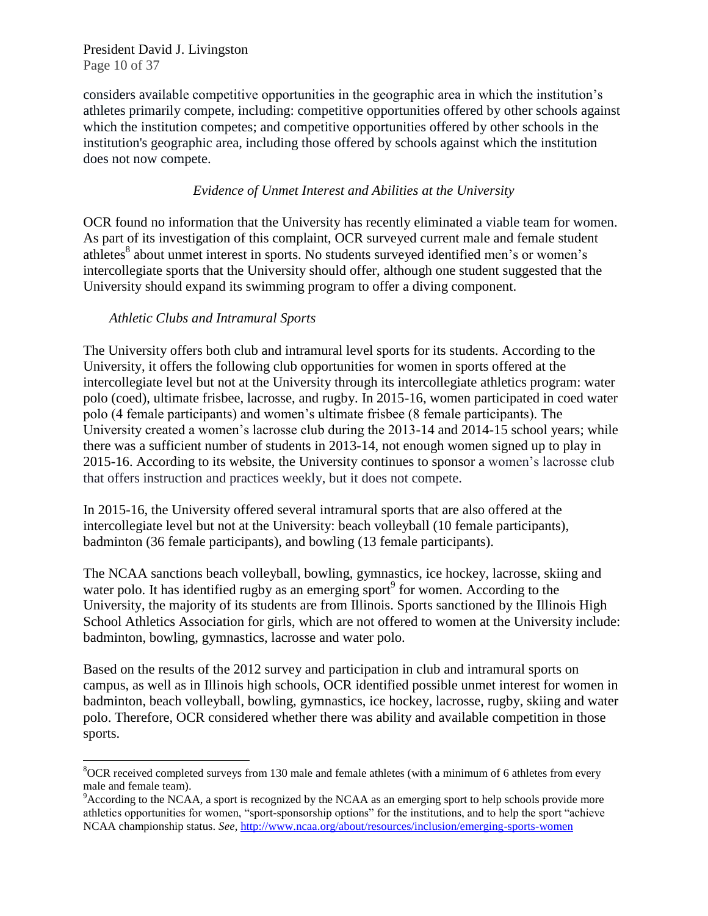considers available competitive opportunities in the geographic area in which the institution's athletes primarily compete, including: competitive opportunities offered by other schools against which the institution competes; and competitive opportunities offered by other schools in the institution's geographic area, including those offered by schools against which the institution does not now compete.

*Evidence of Unmet Interest and Abilities at the University*

OCR found no information that the University has recently eliminated a viable team for women. As part of its investigation of this complaint, OCR surveyed current male and female student athletes[8] about unmet interest in sports. No students surveyed identified men's or women's intercollegiate sports that the University should offer, although one student suggested that the University should expand its swimming program to offer a diving component.

*Athletic Clubs and Intramural Sports*

The University offers both club and intramural level sports for its students. According to the University, it offers the following club opportunities for women in sports offered at the intercollegiate level but not at the University through its intercollegiate athletics program: water polo (coed), ultimate frisbee, lacrosse, and rugby. In 2015-16, women participated in coed water polo (4 female participants) and women's ultimate frisbee (8 female participants). The University created a women's lacrosse club during the 2013-14 and 2014-15 school years; while there was a sufficient number of students in 2013-14, not enough women signed up to play in 2015-16. According to its website, the University continues to sponsor a women's lacrosse club that offers instruction and practices weekly, but it does not compete.

In 2015-16, the University offered several intramural sports that are also offered at the intercollegiate level but not at the University: beach volleyball (10 female participants), badminton (36 female participants), and bowling (13 female participants).

The NCAA sanctions beach volleyball, bowling, gymnastics, ice hockey, lacrosse, skiing and water polo. It has identified rugby as an emerging sport[9] for women. According to the University, the majority of its students are from Illinois. Sports sanctioned by the Illinois High School Athletics Association for girls, which are not offered to women at the University include: badminton, bowling, gymnastics, lacrosse and water polo.

Based on the results of the 2012 survey and participation in club and intramural sports on campus, as well as in Illinois high schools, OCR identified possible unmet interest for women in badminton, beach volleyball, bowling, gymnastics, ice hockey, lacrosse, rugby, skiing and water polo. Therefore, OCR considered whether there was ability and available competition in those sports.

---

[8]OCR received completed surveys from 130 male and female athletes (with a minimum of 6 athletes from every male and female team).

[9]According to the NCAA, a sport is recognized by the NCAA as an emerging sport to help schools provide more athletics opportunities for women, "sport-sponsorship options" for the institutions, and to help the sport "achieve NCAA championship status. *See*, http://www.ncaa.org/about/resources/inclusion/emerging-sports-women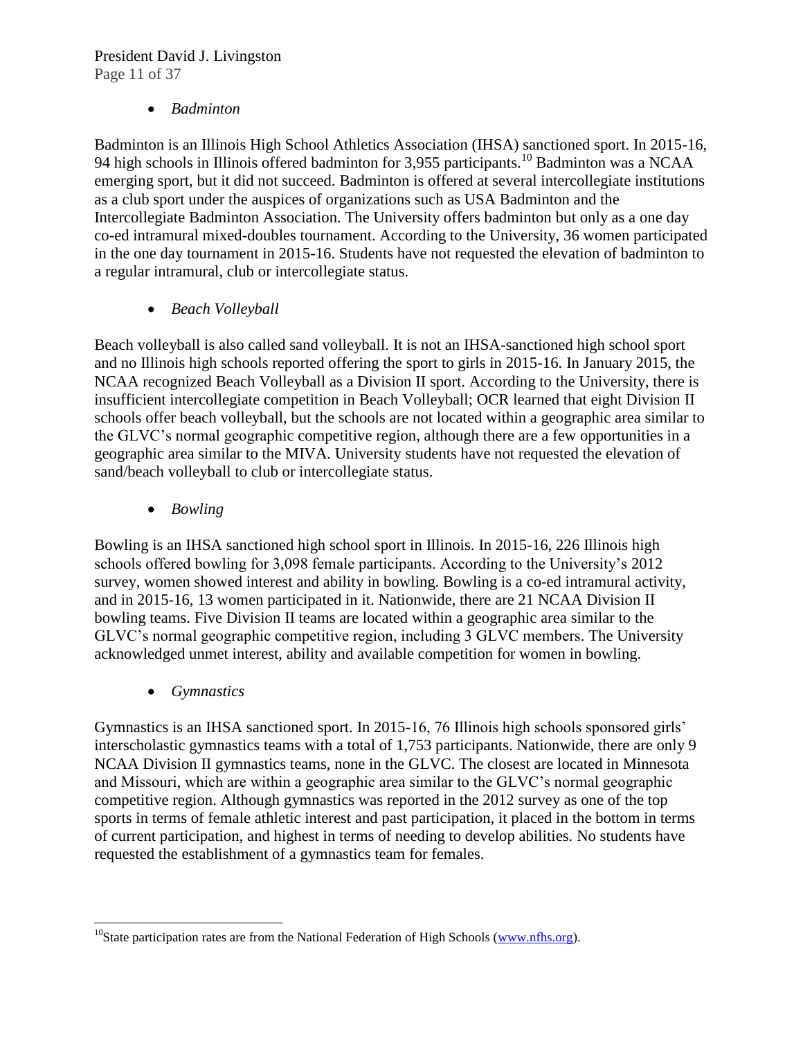- *Badminton*

Badminton is an Illinois High School Athletics Association (IHSA) sanctioned sport. In 2015-16, 94 high schools in Illinois offered badminton for 3,955 participants.[10] Badminton was a NCAA emerging sport, but it did not succeed. Badminton is offered at several intercollegiate institutions as a club sport under the auspices of organizations such as USA Badminton and the Intercollegiate Badminton Association. The University offers badminton but only as a one day co-ed intramural mixed-doubles tournament. According to the University, 36 women participated in the one day tournament in 2015-16. Students have not requested the elevation of badminton to a regular intramural, club or intercollegiate status.

- *Beach Volleyball*

Beach volleyball is also called sand volleyball. It is not an IHSA-sanctioned high school sport and no Illinois high schools reported offering the sport to girls in 2015-16. In January 2015, the NCAA recognized Beach Volleyball as a Division II sport. According to the University, there is insufficient intercollegiate competition in Beach Volleyball; OCR learned that eight Division II schools offer beach volleyball, but the schools are not located within a geographic area similar to the GLVC's normal geographic competitive region, although there are a few opportunities in a geographic area similar to the MIVA. University students have not requested the elevation of sand/beach volleyball to club or intercollegiate status.

- *Bowling*

Bowling is an IHSA sanctioned high school sport in Illinois. In 2015-16, 226 Illinois high schools offered bowling for 3,098 female participants. According to the University's 2012 survey, women showed interest and ability in bowling. Bowling is a co-ed intramural activity, and in 2015-16, 13 women participated in it. Nationwide, there are 21 NCAA Division II bowling teams. Five Division II teams are located within a geographic area similar to the GLVC's normal geographic competitive region, including 3 GLVC members. The University acknowledged unmet interest, ability and available competition for women in bowling.

- *Gymnastics*

Gymnastics is an IHSA sanctioned sport. In 2015-16, 76 Illinois high schools sponsored girls' interscholastic gymnastics teams with a total of 1,753 participants. Nationwide, there are only 9 NCAA Division II gymnastics teams, none in the GLVC. The closest are located in Minnesota and Missouri, which are within a geographic area similar to the GLVC's normal geographic competitive region. Although gymnastics was reported in the 2012 survey as one of the top sports in terms of female athletic interest and past participation, it placed in the bottom in terms of current participation, and highest in terms of needing to develop abilities. No students have requested the establishment of a gymnastics team for females.

---

[10] State participation rates are from the National Federation of High Schools (www.nfhs.org).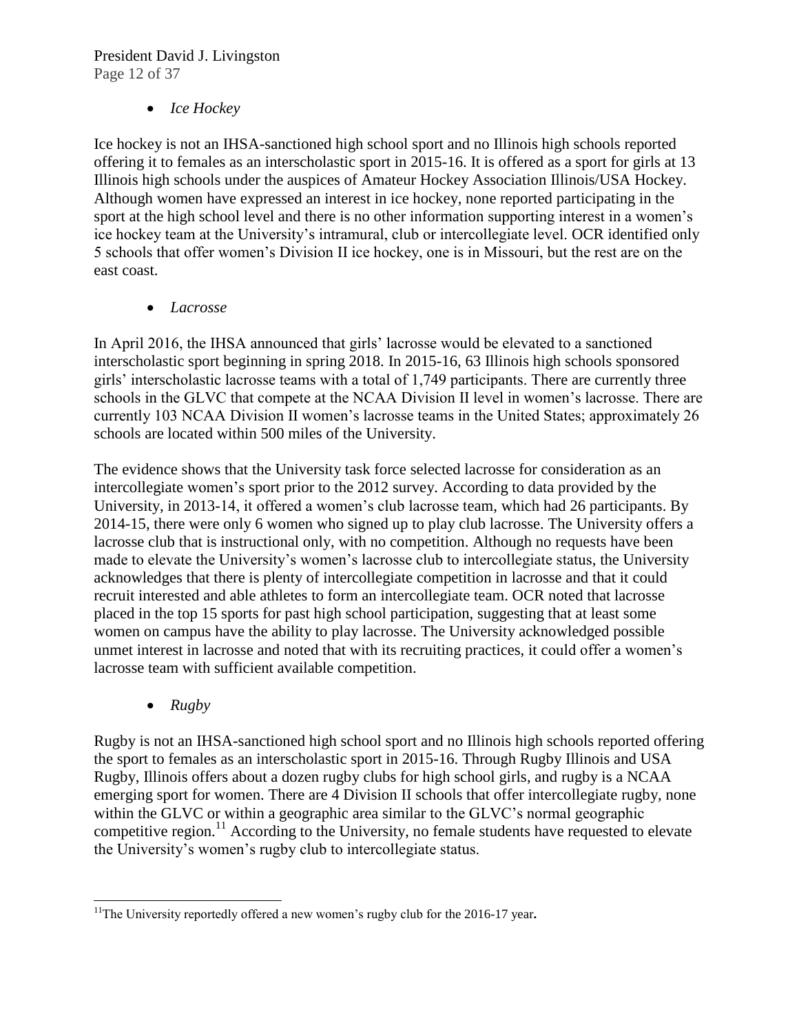- *Ice Hockey*

Ice hockey is not an IHSA-sanctioned high school sport and no Illinois high schools reported offering it to females as an interscholastic sport in 2015-16. It is offered as a sport for girls at 13 Illinois high schools under the auspices of Amateur Hockey Association Illinois/USA Hockey. Although women have expressed an interest in ice hockey, none reported participating in the sport at the high school level and there is no other information supporting interest in a women's ice hockey team at the University's intramural, club or intercollegiate level. OCR identified only 5 schools that offer women's Division II ice hockey, one is in Missouri, but the rest are on the east coast.

- *Lacrosse*

In April 2016, the IHSA announced that girls' lacrosse would be elevated to a sanctioned interscholastic sport beginning in spring 2018. In 2015-16, 63 Illinois high schools sponsored girls' interscholastic lacrosse teams with a total of 1,749 participants. There are currently three schools in the GLVC that compete at the NCAA Division II level in women's lacrosse. There are currently 103 NCAA Division II women's lacrosse teams in the United States; approximately 26 schools are located within 500 miles of the University.

The evidence shows that the University task force selected lacrosse for consideration as an intercollegiate women's sport prior to the 2012 survey. According to data provided by the University, in 2013-14, it offered a women's club lacrosse team, which had 26 participants. By 2014-15, there were only 6 women who signed up to play club lacrosse. The University offers a lacrosse club that is instructional only, with no competition. Although no requests have been made to elevate the University's women's lacrosse club to intercollegiate status, the University acknowledges that there is plenty of intercollegiate competition in lacrosse and that it could recruit interested and able athletes to form an intercollegiate team. OCR noted that lacrosse placed in the top 15 sports for past high school participation, suggesting that at least some women on campus have the ability to play lacrosse. The University acknowledged possible unmet interest in lacrosse and noted that with its recruiting practices, it could offer a women's lacrosse team with sufficient available competition.

- *Rugby*

Rugby is not an IHSA-sanctioned high school sport and no Illinois high schools reported offering the sport to females as an interscholastic sport in 2015-16. Through Rugby Illinois and USA Rugby, Illinois offers about a dozen rugby clubs for high school girls, and rugby is a NCAA emerging sport for women. There are 4 Division II schools that offer intercollegiate rugby, none within the GLVC or within a geographic area similar to the GLVC's normal geographic competitive region.[11] According to the University, no female students have requested to elevate the University's women's rugby club to intercollegiate status.

[11] The University reportedly offered a new women's rugby club for the 2016-17 year.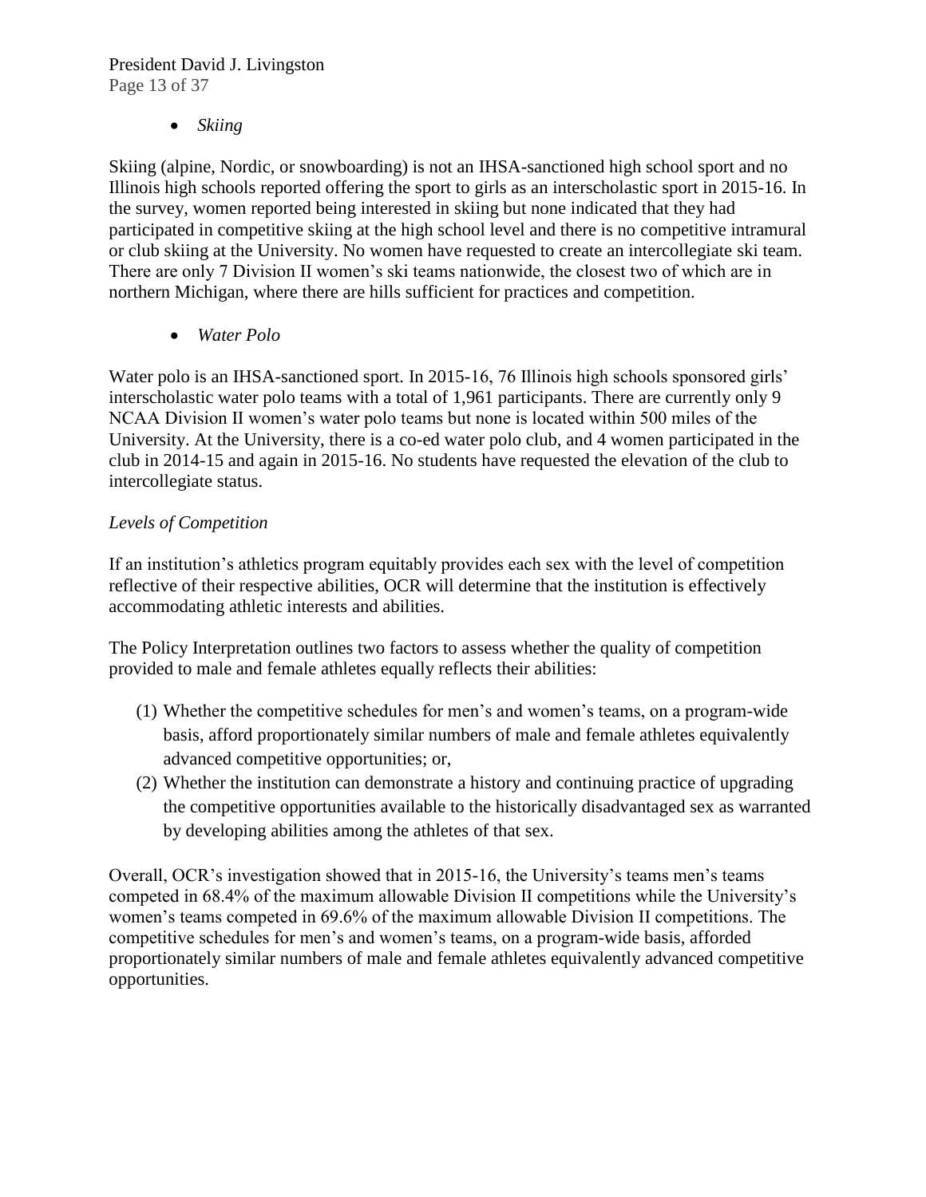- *Skiing*

Skiing (alpine, Nordic, or snowboarding) is not an IHSA-sanctioned high school sport and no Illinois high schools reported offering the sport to girls as an interscholastic sport in 2015-16. In the survey, women reported being interested in skiing but none indicated that they had participated in competitive skiing at the high school level and there is no competitive intramural or club skiing at the University. No women have requested to create an intercollegiate ski team. There are only 7 Division II women's ski teams nationwide, the closest two of which are in northern Michigan, where there are hills sufficient for practices and competition.

- *Water Polo*

Water polo is an IHSA-sanctioned sport. In 2015-16, 76 Illinois high schools sponsored girls' interscholastic water polo teams with a total of 1,961 participants. There are currently only 9 NCAA Division II women's water polo teams but none is located within 500 miles of the University. At the University, there is a co-ed water polo club, and 4 women participated in the club in 2014-15 and again in 2015-16. No students have requested the elevation of the club to intercollegiate status.

*Levels of Competition*

If an institution's athletics program equitably provides each sex with the level of competition reflective of their respective abilities, OCR will determine that the institution is effectively accommodating athletic interests and abilities.

The Policy Interpretation outlines two factors to assess whether the quality of competition provided to male and female athletes equally reflects their abilities:

(1) Whether the competitive schedules for men's and women's teams, on a program-wide basis, afford proportionately similar numbers of male and female athletes equivalently advanced competitive opportunities; or,
(2) Whether the institution can demonstrate a history and continuing practice of upgrading the competitive opportunities available to the historically disadvantaged sex as warranted by developing abilities among the athletes of that sex.

Overall, OCR's investigation showed that in 2015-16, the University's teams men's teams competed in 68.4% of the maximum allowable Division II competitions while the University's women's teams competed in 69.6% of the maximum allowable Division II competitions. The competitive schedules for men's and women's teams, on a program-wide basis, afforded proportionately similar numbers of male and female athletes equivalently advanced competitive opportunities.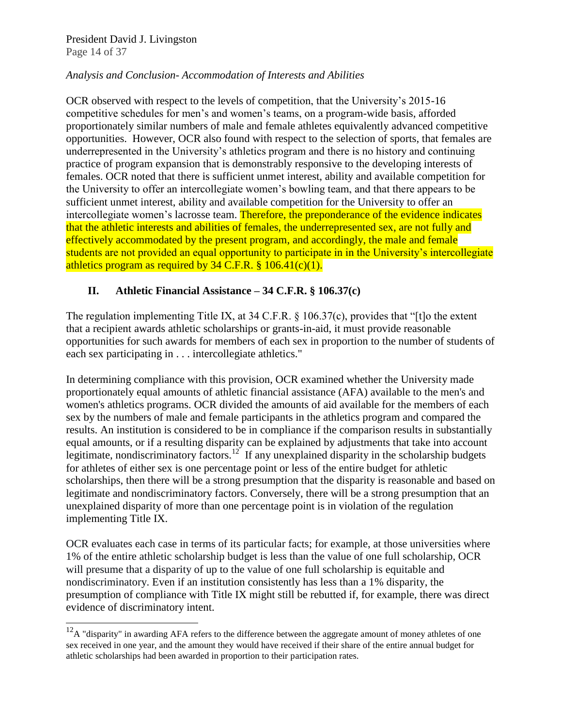*Analysis and Conclusion- Accommodation of Interests and Abilities*

OCR observed with respect to the levels of competition, that the University's 2015-16 competitive schedules for men's and women's teams, on a program-wide basis, afforded proportionately similar numbers of male and female athletes equivalently advanced competitive opportunities. However, OCR also found with respect to the selection of sports, that females are underrepresented in the University's athletics program and there is no history and continuing practice of program expansion that is demonstrably responsive to the developing interests of females. OCR noted that there is sufficient unmet interest, ability and available competition for the University to offer an intercollegiate women's bowling team, and that there appears to be sufficient unmet interest, ability and available competition for the University to offer an intercollegiate women's lacrosse team. Therefore, the preponderance of the evidence indicates that the athletic interests and abilities of females, the underrepresented sex, are not fully and effectively accommodated by the present program, and accordingly, the male and female students are not provided an equal opportunity to participate in in the University's intercollegiate athletics program as required by 34 C.F.R. § 106.41(c)(1).

## II. Athletic Financial Assistance – 34 C.F.R. § 106.37(c)

The regulation implementing Title IX, at 34 C.F.R. § 106.37(c), provides that "[t]o the extent that a recipient awards athletic scholarships or grants-in-aid, it must provide reasonable opportunities for such awards for members of each sex in proportion to the number of students of each sex participating in . . . intercollegiate athletics."

In determining compliance with this provision, OCR examined whether the University made proportionately equal amounts of athletic financial assistance (AFA) available to the men's and women's athletics programs. OCR divided the amounts of aid available for the members of each sex by the numbers of male and female participants in the athletics program and compared the results. An institution is considered to be in compliance if the comparison results in substantially equal amounts, or if a resulting disparity can be explained by adjustments that take into account legitimate, nondiscriminatory factors.[12] If any unexplained disparity in the scholarship budgets for athletes of either sex is one percentage point or less of the entire budget for athletic scholarships, then there will be a strong presumption that the disparity is reasonable and based on legitimate and nondiscriminatory factors. Conversely, there will be a strong presumption that an unexplained disparity of more than one percentage point is in violation of the regulation implementing Title IX.

OCR evaluates each case in terms of its particular facts; for example, at those universities where 1% of the entire athletic scholarship budget is less than the value of one full scholarship, OCR will presume that a disparity of up to the value of one full scholarship is equitable and nondiscriminatory. Even if an institution consistently has less than a 1% disparity, the presumption of compliance with Title IX might still be rebutted if, for example, there was direct evidence of discriminatory intent.

---

[12] A "disparity" in awarding AFA refers to the difference between the aggregate amount of money athletes of one sex received in one year, and the amount they would have received if their share of the entire annual budget for athletic scholarships had been awarded in proportion to their participation rates.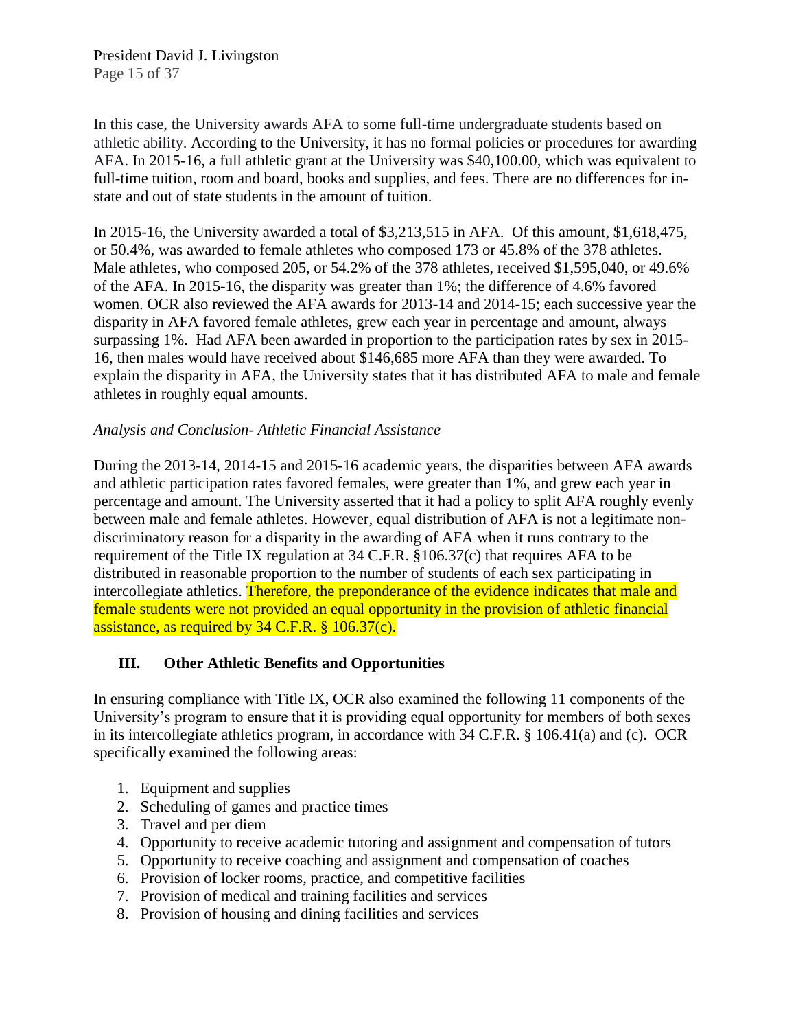In this case, the University awards AFA to some full-time undergraduate students based on athletic ability. According to the University, it has no formal policies or procedures for awarding AFA. In 2015-16, a full athletic grant at the University was $40,100.00, which was equivalent to full-time tuition, room and board, books and supplies, and fees. There are no differences for in-state and out of state students in the amount of tuition.

In 2015-16, the University awarded a total of $3,213,515 in AFA. Of this amount, $1,618,475, or 50.4%, was awarded to female athletes who composed 173 or 45.8% of the 378 athletes. Male athletes, who composed 205, or 54.2% of the 378 athletes, received $1,595,040, or 49.6% of the AFA. In 2015-16, the disparity was greater than 1%; the difference of 4.6% favored women. OCR also reviewed the AFA awards for 2013-14 and 2014-15; each successive year the disparity in AFA favored female athletes, grew each year in percentage and amount, always surpassing 1%. Had AFA been awarded in proportion to the participation rates by sex in 2015-16, then males would have received about $146,685 more AFA than they were awarded. To explain the disparity in AFA, the University states that it has distributed AFA to male and female athletes in roughly equal amounts.

*Analysis and Conclusion- Athletic Financial Assistance*

During the 2013-14, 2014-15 and 2015-16 academic years, the disparities between AFA awards and athletic participation rates favored females, were greater than 1%, and grew each year in percentage and amount. The University asserted that it had a policy to split AFA roughly evenly between male and female athletes. However, equal distribution of AFA is not a legitimate non-discriminatory reason for a disparity in the awarding of AFA when it runs contrary to the requirement of the Title IX regulation at 34 C.F.R. §106.37(c) that requires AFA to be distributed in reasonable proportion to the number of students of each sex participating in intercollegiate athletics. Therefore, the preponderance of the evidence indicates that male and female students were not provided an equal opportunity in the provision of athletic financial assistance, as required by 34 C.F.R. § 106.37(c).

## III. Other Athletic Benefits and Opportunities

In ensuring compliance with Title IX, OCR also examined the following 11 components of the University's program to ensure that it is providing equal opportunity for members of both sexes in its intercollegiate athletics program, in accordance with 34 C.F.R. § 106.41(a) and (c). OCR specifically examined the following areas:

1. Equipment and supplies
2. Scheduling of games and practice times
3. Travel and per diem
4. Opportunity to receive academic tutoring and assignment and compensation of tutors
5. Opportunity to receive coaching and assignment and compensation of coaches
6. Provision of locker rooms, practice, and competitive facilities
7. Provision of medical and training facilities and services
8. Provision of housing and dining facilities and services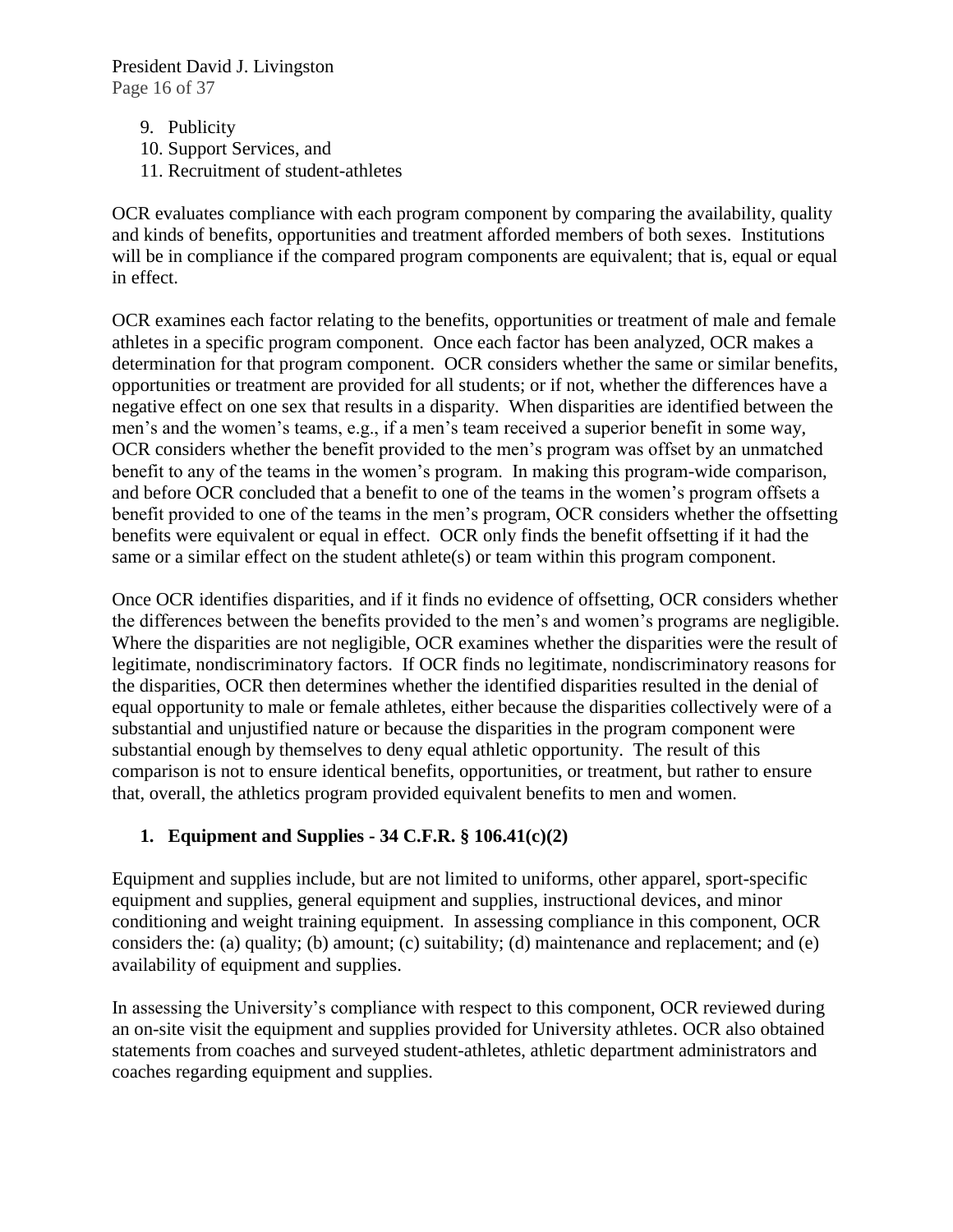9. Publicity
10. Support Services, and
11. Recruitment of student-athletes

OCR evaluates compliance with each program component by comparing the availability, quality and kinds of benefits, opportunities and treatment afforded members of both sexes. Institutions will be in compliance if the compared program components are equivalent; that is, equal or equal in effect.

OCR examines each factor relating to the benefits, opportunities or treatment of male and female athletes in a specific program component. Once each factor has been analyzed, OCR makes a determination for that program component. OCR considers whether the same or similar benefits, opportunities or treatment are provided for all students; or if not, whether the differences have a negative effect on one sex that results in a disparity. When disparities are identified between the men's and the women's teams, e.g., if a men's team received a superior benefit in some way, OCR considers whether the benefit provided to the men's program was offset by an unmatched benefit to any of the teams in the women's program. In making this program-wide comparison, and before OCR concluded that a benefit to one of the teams in the women's program offsets a benefit provided to one of the teams in the men's program, OCR considers whether the offsetting benefits were equivalent or equal in effect. OCR only finds the benefit offsetting if it had the same or a similar effect on the student athlete(s) or team within this program component.

Once OCR identifies disparities, and if it finds no evidence of offsetting, OCR considers whether the differences between the benefits provided to the men's and women's programs are negligible. Where the disparities are not negligible, OCR examines whether the disparities were the result of legitimate, nondiscriminatory factors. If OCR finds no legitimate, nondiscriminatory reasons for the disparities, OCR then determines whether the identified disparities resulted in the denial of equal opportunity to male or female athletes, either because the disparities collectively were of a substantial and unjustified nature or because the disparities in the program component were substantial enough by themselves to deny equal athletic opportunity. The result of this comparison is not to ensure identical benefits, opportunities, or treatment, but rather to ensure that, overall, the athletics program provided equivalent benefits to men and women.

**1. Equipment and Supplies - 34 C.F.R. § 106.41(c)(2)**

Equipment and supplies include, but are not limited to uniforms, other apparel, sport-specific equipment and supplies, general equipment and supplies, instructional devices, and minor conditioning and weight training equipment. In assessing compliance in this component, OCR considers the: (a) quality; (b) amount; (c) suitability; (d) maintenance and replacement; and (e) availability of equipment and supplies.

In assessing the University's compliance with respect to this component, OCR reviewed during an on-site visit the equipment and supplies provided for University athletes. OCR also obtained statements from coaches and surveyed student-athletes, athletic department administrators and coaches regarding equipment and supplies.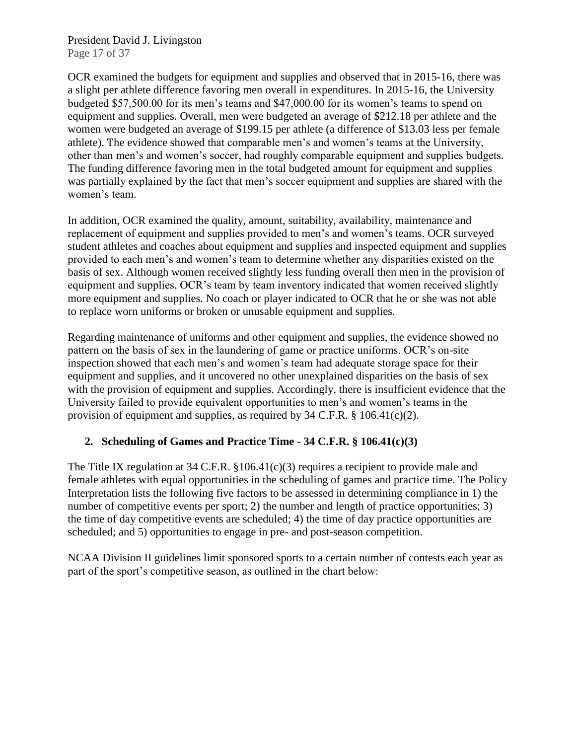OCR examined the budgets for equipment and supplies and observed that in 2015-16, there was a slight per athlete difference favoring men overall in expenditures. In 2015-16, the University budgeted $57,500.00 for its men's teams and $47,000.00 for its women's teams to spend on equipment and supplies. Overall, men were budgeted an average of $212.18 per athlete and the women were budgeted an average of $199.15 per athlete (a difference of $13.03 less per female athlete). The evidence showed that comparable men's and women's teams at the University, other than men's and women's soccer, had roughly comparable equipment and supplies budgets. The funding difference favoring men in the total budgeted amount for equipment and supplies was partially explained by the fact that men's soccer equipment and supplies are shared with the women's team.

In addition, OCR examined the quality, amount, suitability, availability, maintenance and replacement of equipment and supplies provided to men's and women's teams. OCR surveyed student athletes and coaches about equipment and supplies and inspected equipment and supplies provided to each men's and women's team to determine whether any disparities existed on the basis of sex. Although women received slightly less funding overall then men in the provision of equipment and supplies, OCR's team by team inventory indicated that women received slightly more equipment and supplies. No coach or player indicated to OCR that he or she was not able to replace worn uniforms or broken or unusable equipment and supplies.

Regarding maintenance of uniforms and other equipment and supplies, the evidence showed no pattern on the basis of sex in the laundering of game or practice uniforms. OCR's on-site inspection showed that each men's and women's team had adequate storage space for their equipment and supplies, and it uncovered no other unexplained disparities on the basis of sex with the provision of equipment and supplies. Accordingly, there is insufficient evidence that the University failed to provide equivalent opportunities to men's and women's teams in the provision of equipment and supplies, as required by 34 C.F.R. § 106.41(c)(2).

## 2. Scheduling of Games and Practice Time - 34 C.F.R. § 106.41(c)(3)

The Title IX regulation at 34 C.F.R. §106.41(c)(3) requires a recipient to provide male and female athletes with equal opportunities in the scheduling of games and practice time. The Policy Interpretation lists the following five factors to be assessed in determining compliance in 1) the number of competitive events per sport; 2) the number and length of practice opportunities; 3) the time of day competitive events are scheduled; 4) the time of day practice opportunities are scheduled; and 5) opportunities to engage in pre- and post-season competition.

NCAA Division II guidelines limit sponsored sports to a certain number of contests each year as part of the sport's competitive season, as outlined in the chart below: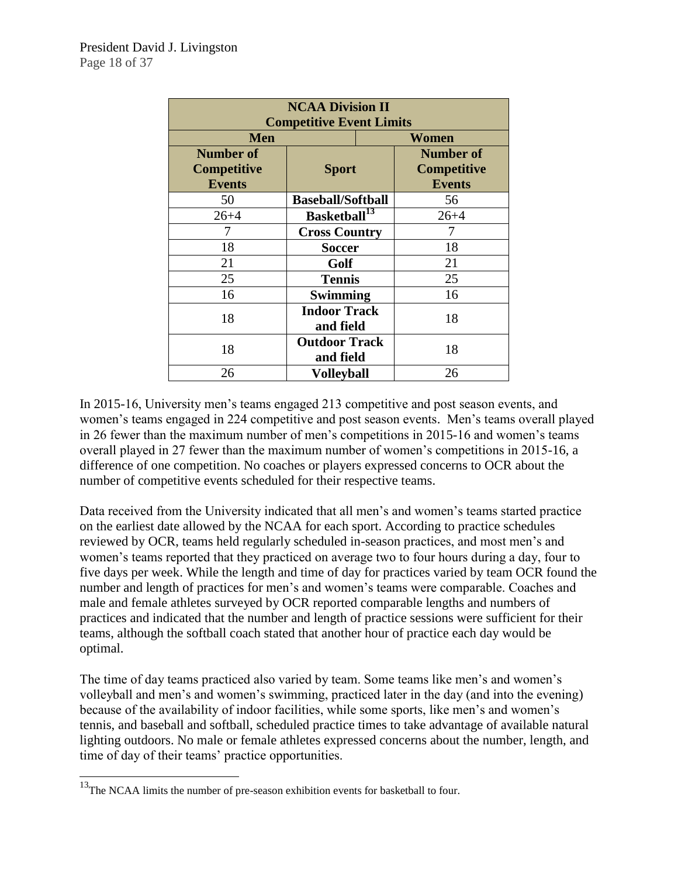| NCAA Division II Competitive Event Limits | | |
|---|---|---|
| Men | | Women |
| Number of Competitive Events | Sport | Number of Competitive Events |
| 50 | Baseball/Softball | 56 |
| 26+4 | Basketball[13] | 26+4 |
| 7 | Cross Country | 7 |
| 18 | Soccer | 18 |
| 21 | Golf | 21 |
| 25 | Tennis | 25 |
| 16 | Swimming | 16 |
| 18 | Indoor Track and field | 18 |
| 18 | Outdoor Track and field | 18 |
| 26 | Volleyball | 26 |

In 2015-16, University men's teams engaged 213 competitive and post season events, and women's teams engaged in 224 competitive and post season events. Men's teams overall played in 26 fewer than the maximum number of men's competitions in 2015-16 and women's teams overall played in 27 fewer than the maximum number of women's competitions in 2015-16, a difference of one competition. No coaches or players expressed concerns to OCR about the number of competitive events scheduled for their respective teams.

Data received from the University indicated that all men's and women's teams started practice on the earliest date allowed by the NCAA for each sport. According to practice schedules reviewed by OCR, teams held regularly scheduled in-season practices, and most men's and women's teams reported that they practiced on average two to four hours during a day, four to five days per week. While the length and time of day for practices varied by team OCR found the number and length of practices for men's and women's teams were comparable. Coaches and male and female athletes surveyed by OCR reported comparable lengths and numbers of practices and indicated that the number and length of practice sessions were sufficient for their teams, although the softball coach stated that another hour of practice each day would be optimal.

The time of day teams practiced also varied by team. Some teams like men's and women's volleyball and men's and women's swimming, practiced later in the day (and into the evening) because of the availability of indoor facilities, while some sports, like men's and women's tennis, and baseball and softball, scheduled practice times to take advantage of available natural lighting outdoors. No male or female athletes expressed concerns about the number, length, and time of day of their teams' practice opportunities.

[13] The NCAA limits the number of pre-season exhibition events for basketball to four.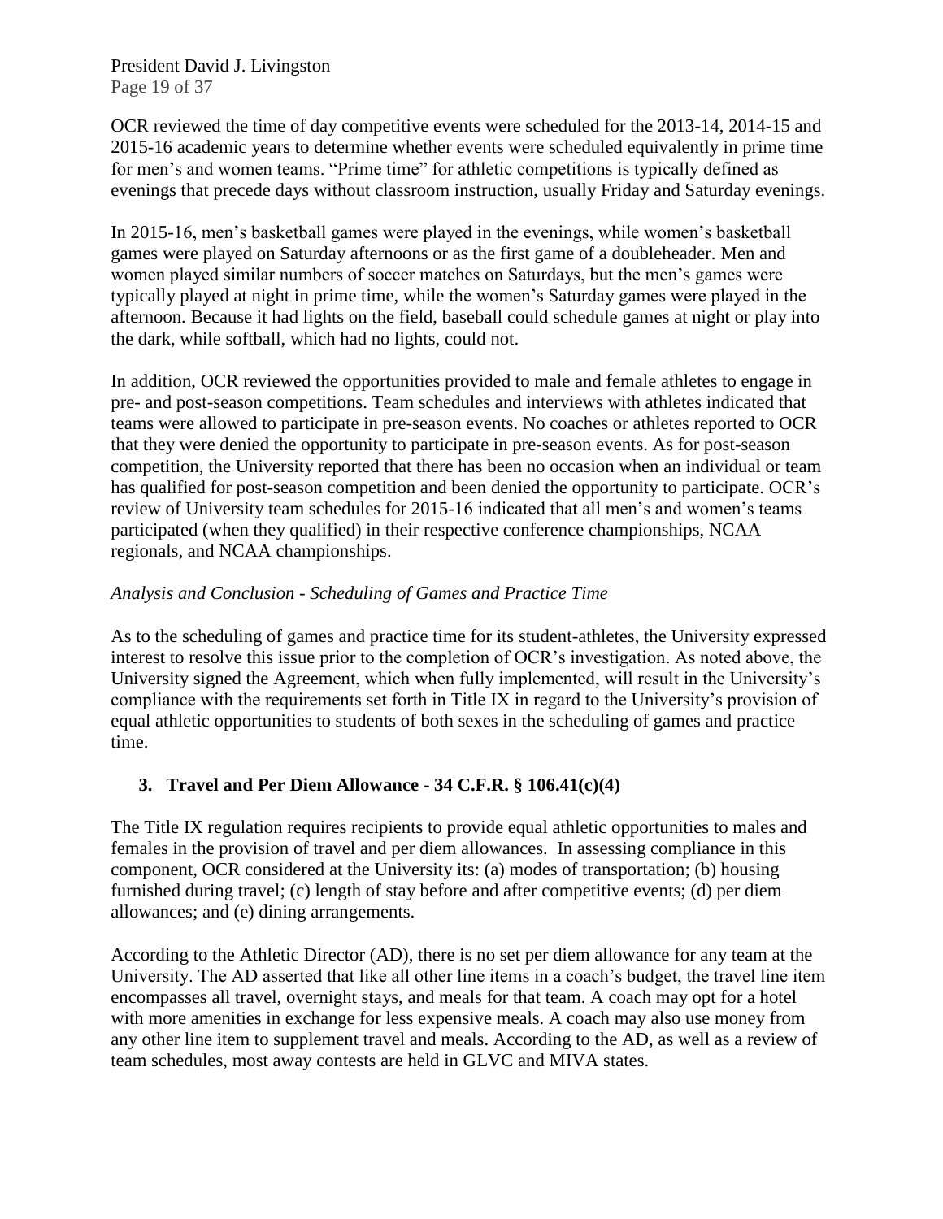OCR reviewed the time of day competitive events were scheduled for the 2013-14, 2014-15 and 2015-16 academic years to determine whether events were scheduled equivalently in prime time for men's and women teams. "Prime time" for athletic competitions is typically defined as evenings that precede days without classroom instruction, usually Friday and Saturday evenings.

In 2015-16, men's basketball games were played in the evenings, while women's basketball games were played on Saturday afternoons or as the first game of a doubleheader. Men and women played similar numbers of soccer matches on Saturdays, but the men's games were typically played at night in prime time, while the women's Saturday games were played in the afternoon. Because it had lights on the field, baseball could schedule games at night or play into the dark, while softball, which had no lights, could not.

In addition, OCR reviewed the opportunities provided to male and female athletes to engage in pre- and post-season competitions. Team schedules and interviews with athletes indicated that teams were allowed to participate in pre-season events. No coaches or athletes reported to OCR that they were denied the opportunity to participate in pre-season events. As for post-season competition, the University reported that there has been no occasion when an individual or team has qualified for post-season competition and been denied the opportunity to participate. OCR's review of University team schedules for 2015-16 indicated that all men's and women's teams participated (when they qualified) in their respective conference championships, NCAA regionals, and NCAA championships.

*Analysis and Conclusion - Scheduling of Games and Practice Time*

As to the scheduling of games and practice time for its student-athletes, the University expressed interest to resolve this issue prior to the completion of OCR's investigation. As noted above, the University signed the Agreement, which when fully implemented, will result in the University's compliance with the requirements set forth in Title IX in regard to the University's provision of equal athletic opportunities to students of both sexes in the scheduling of games and practice time.

### 3. Travel and Per Diem Allowance - 34 C.F.R. § 106.41(c)(4)

The Title IX regulation requires recipients to provide equal athletic opportunities to males and females in the provision of travel and per diem allowances. In assessing compliance in this component, OCR considered at the University its: (a) modes of transportation; (b) housing furnished during travel; (c) length of stay before and after competitive events; (d) per diem allowances; and (e) dining arrangements.

According to the Athletic Director (AD), there is no set per diem allowance for any team at the University. The AD asserted that like all other line items in a coach's budget, the travel line item encompasses all travel, overnight stays, and meals for that team. A coach may opt for a hotel with more amenities in exchange for less expensive meals. A coach may also use money from any other line item to supplement travel and meals. According to the AD, as well as a review of team schedules, most away contests are held in GLVC and MIVA states.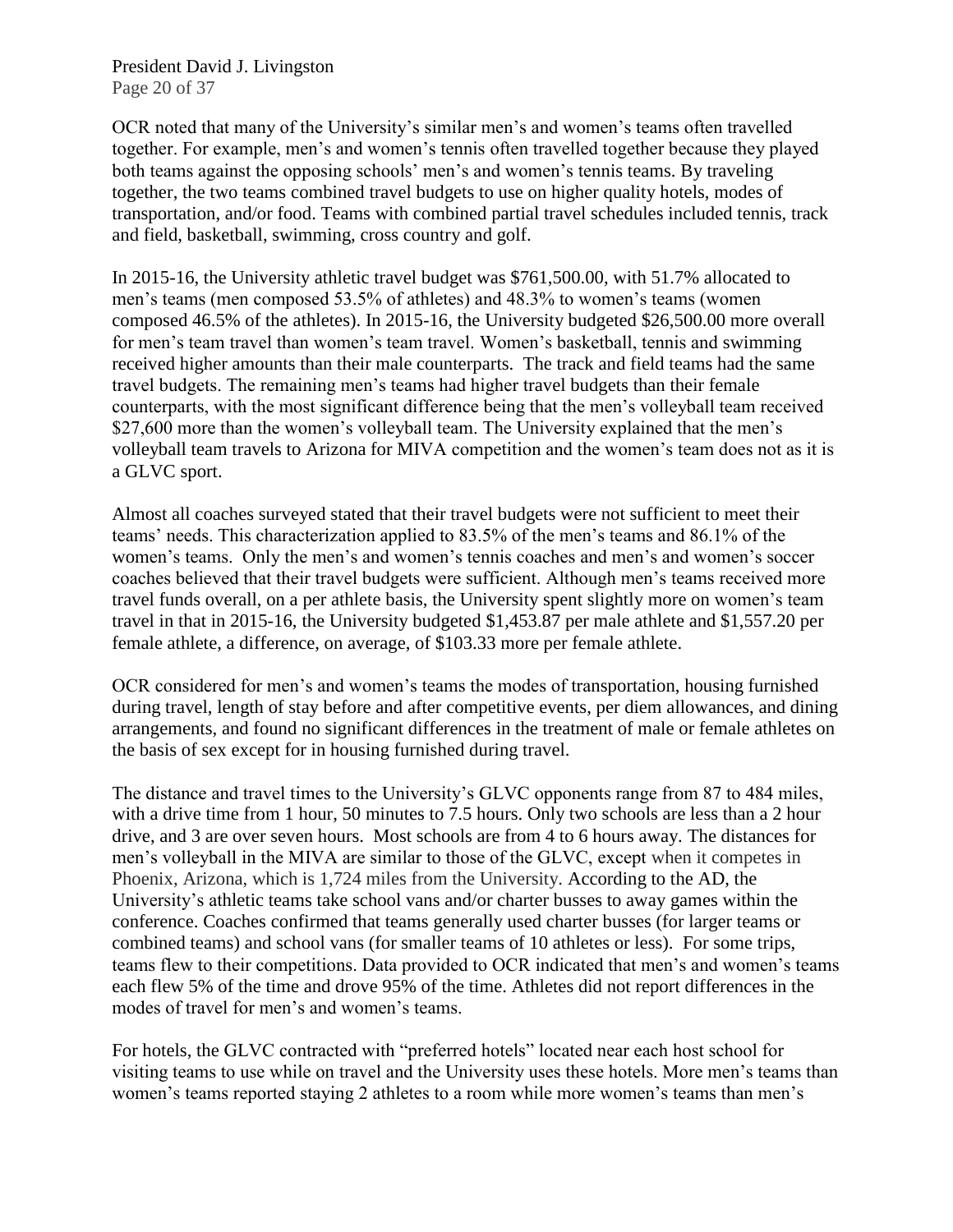OCR noted that many of the University's similar men's and women's teams often travelled together. For example, men's and women's tennis often travelled together because they played both teams against the opposing schools' men's and women's tennis teams. By traveling together, the two teams combined travel budgets to use on higher quality hotels, modes of transportation, and/or food. Teams with combined partial travel schedules included tennis, track and field, basketball, swimming, cross country and golf.

In 2015-16, the University athletic travel budget was $761,500.00, with 51.7% allocated to men's teams (men composed 53.5% of athletes) and 48.3% to women's teams (women composed 46.5% of the athletes). In 2015-16, the University budgeted $26,500.00 more overall for men's team travel than women's team travel. Women's basketball, tennis and swimming received higher amounts than their male counterparts. The track and field teams had the same travel budgets. The remaining men's teams had higher travel budgets than their female counterparts, with the most significant difference being that the men's volleyball team received $27,600 more than the women's volleyball team. The University explained that the men's volleyball team travels to Arizona for MIVA competition and the women's team does not as it is a GLVC sport.

Almost all coaches surveyed stated that their travel budgets were not sufficient to meet their teams' needs. This characterization applied to 83.5% of the men's teams and 86.1% of the women's teams. Only the men's and women's tennis coaches and men's and women's soccer coaches believed that their travel budgets were sufficient. Although men's teams received more travel funds overall, on a per athlete basis, the University spent slightly more on women's team travel in that in 2015-16, the University budgeted $1,453.87 per male athlete and $1,557.20 per female athlete, a difference, on average, of $103.33 more per female athlete.

OCR considered for men's and women's teams the modes of transportation, housing furnished during travel, length of stay before and after competitive events, per diem allowances, and dining arrangements, and found no significant differences in the treatment of male or female athletes on the basis of sex except for in housing furnished during travel.

The distance and travel times to the University's GLVC opponents range from 87 to 484 miles, with a drive time from 1 hour, 50 minutes to 7.5 hours. Only two schools are less than a 2 hour drive, and 3 are over seven hours. Most schools are from 4 to 6 hours away. The distances for men's volleyball in the MIVA are similar to those of the GLVC, except when it competes in Phoenix, Arizona, which is 1,724 miles from the University. According to the AD, the University's athletic teams take school vans and/or charter busses to away games within the conference. Coaches confirmed that teams generally used charter busses (for larger teams or combined teams) and school vans (for smaller teams of 10 athletes or less). For some trips, teams flew to their competitions. Data provided to OCR indicated that men's and women's teams each flew 5% of the time and drove 95% of the time. Athletes did not report differences in the modes of travel for men's and women's teams.

For hotels, the GLVC contracted with "preferred hotels" located near each host school for visiting teams to use while on travel and the University uses these hotels. More men's teams than women's teams reported staying 2 athletes to a room while more women's teams than men's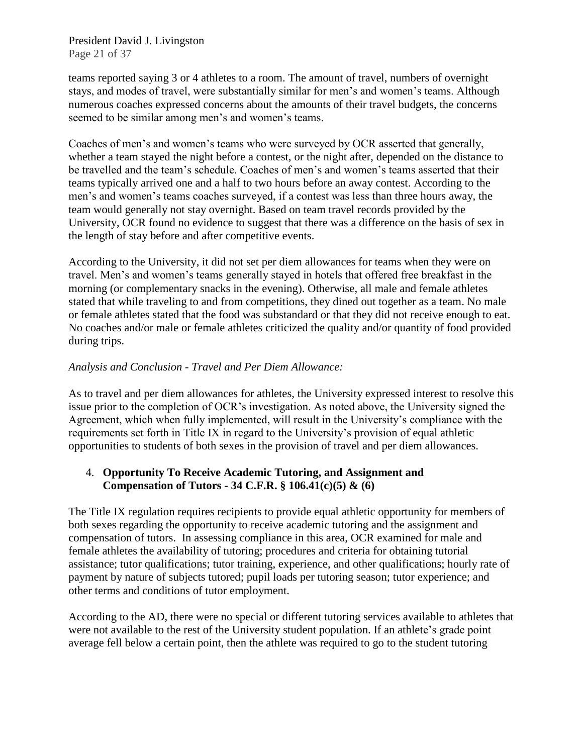teams reported saying 3 or 4 athletes to a room. The amount of travel, numbers of overnight stays, and modes of travel, were substantially similar for men's and women's teams. Although numerous coaches expressed concerns about the amounts of their travel budgets, the concerns seemed to be similar among men's and women's teams.

Coaches of men's and women's teams who were surveyed by OCR asserted that generally, whether a team stayed the night before a contest, or the night after, depended on the distance to be travelled and the team's schedule. Coaches of men's and women's teams asserted that their teams typically arrived one and a half to two hours before an away contest. According to the men's and women's teams coaches surveyed, if a contest was less than three hours away, the team would generally not stay overnight. Based on team travel records provided by the University, OCR found no evidence to suggest that there was a difference on the basis of sex in the length of stay before and after competitive events.

According to the University, it did not set per diem allowances for teams when they were on travel. Men's and women's teams generally stayed in hotels that offered free breakfast in the morning (or complementary snacks in the evening). Otherwise, all male and female athletes stated that while traveling to and from competitions, they dined out together as a team. No male or female athletes stated that the food was substandard or that they did not receive enough to eat. No coaches and/or male or female athletes criticized the quality and/or quantity of food provided during trips.

*Analysis and Conclusion - Travel and Per Diem Allowance:*

As to travel and per diem allowances for athletes, the University expressed interest to resolve this issue prior to the completion of OCR's investigation. As noted above, the University signed the Agreement, which when fully implemented, will result in the University's compliance with the requirements set forth in Title IX in regard to the University's provision of equal athletic opportunities to students of both sexes in the provision of travel and per diem allowances.

4. **Opportunity To Receive Academic Tutoring, and Assignment and Compensation of Tutors - 34 C.F.R. § 106.41(c)(5) & (6)**

The Title IX regulation requires recipients to provide equal athletic opportunity for members of both sexes regarding the opportunity to receive academic tutoring and the assignment and compensation of tutors. In assessing compliance in this area, OCR examined for male and female athletes the availability of tutoring; procedures and criteria for obtaining tutorial assistance; tutor qualifications; tutor training, experience, and other qualifications; hourly rate of payment by nature of subjects tutored; pupil loads per tutoring season; tutor experience; and other terms and conditions of tutor employment.

According to the AD, there were no special or different tutoring services available to athletes that were not available to the rest of the University student population. If an athlete's grade point average fell below a certain point, then the athlete was required to go to the student tutoring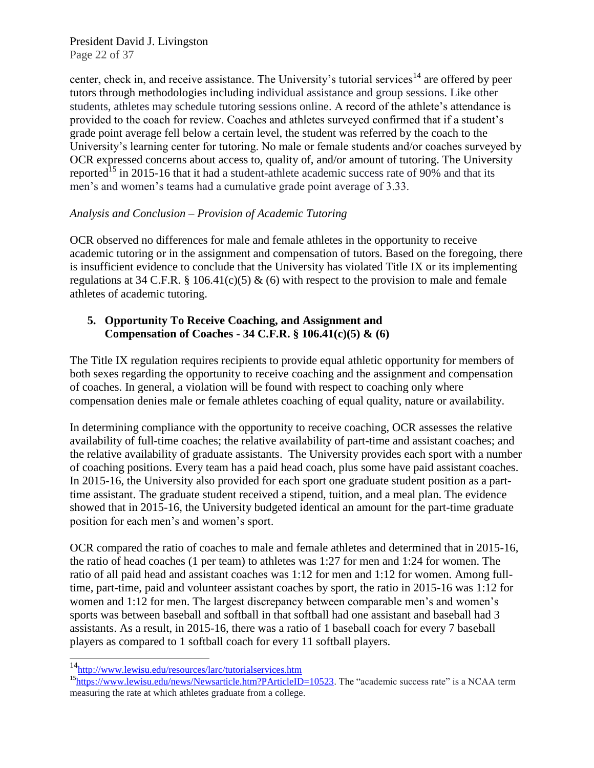center, check in, and receive assistance. The University's tutorial services[14] are offered by peer tutors through methodologies including individual assistance and group sessions. Like other students, athletes may schedule tutoring sessions online. A record of the athlete's attendance is provided to the coach for review. Coaches and athletes surveyed confirmed that if a student's grade point average fell below a certain level, the student was referred by the coach to the University's learning center for tutoring. No male or female students and/or coaches surveyed by OCR expressed concerns about access to, quality of, and/or amount of tutoring. The University reported[15] in 2015-16 that it had a student-athlete academic success rate of 90% and that its men's and women's teams had a cumulative grade point average of 3.33.

*Analysis and Conclusion – Provision of Academic Tutoring*

OCR observed no differences for male and female athletes in the opportunity to receive academic tutoring or in the assignment and compensation of tutors. Based on the foregoing, there is insufficient evidence to conclude that the University has violated Title IX or its implementing regulations at 34 C.F.R. § 106.41(c)(5) & (6) with respect to the provision to male and female athletes of academic tutoring.

**5. Opportunity To Receive Coaching, and Assignment and Compensation of Coaches - 34 C.F.R. § 106.41(c)(5) & (6)**

The Title IX regulation requires recipients to provide equal athletic opportunity for members of both sexes regarding the opportunity to receive coaching and the assignment and compensation of coaches. In general, a violation will be found with respect to coaching only where compensation denies male or female athletes coaching of equal quality, nature or availability.

In determining compliance with the opportunity to receive coaching, OCR assesses the relative availability of full-time coaches; the relative availability of part-time and assistant coaches; and the relative availability of graduate assistants. The University provides each sport with a number of coaching positions. Every team has a paid head coach, plus some have paid assistant coaches. In 2015-16, the University also provided for each sport one graduate student position as a part-time assistant. The graduate student received a stipend, tuition, and a meal plan. The evidence showed that in 2015-16, the University budgeted identical an amount for the part-time graduate position for each men's and women's sport.

OCR compared the ratio of coaches to male and female athletes and determined that in 2015-16, the ratio of head coaches (1 per team) to athletes was 1:27 for men and 1:24 for women. The ratio of all paid head and assistant coaches was 1:12 for men and 1:12 for women. Among full-time, part-time, paid and volunteer assistant coaches by sport, the ratio in 2015-16 was 1:12 for women and 1:12 for men. The largest discrepancy between comparable men's and women's sports was between baseball and softball in that softball had one assistant and baseball had 3 assistants. As a result, in 2015-16, there was a ratio of 1 baseball coach for every 7 baseball players as compared to 1 softball coach for every 11 softball players.

---

[14] http://www.lewisu.edu/resources/larc/tutorialservices.htm

[15] https://www.lewisu.edu/news/Newsarticle.htm?PArticleID=10523. The "academic success rate" is a NCAA term measuring the rate at which athletes graduate from a college.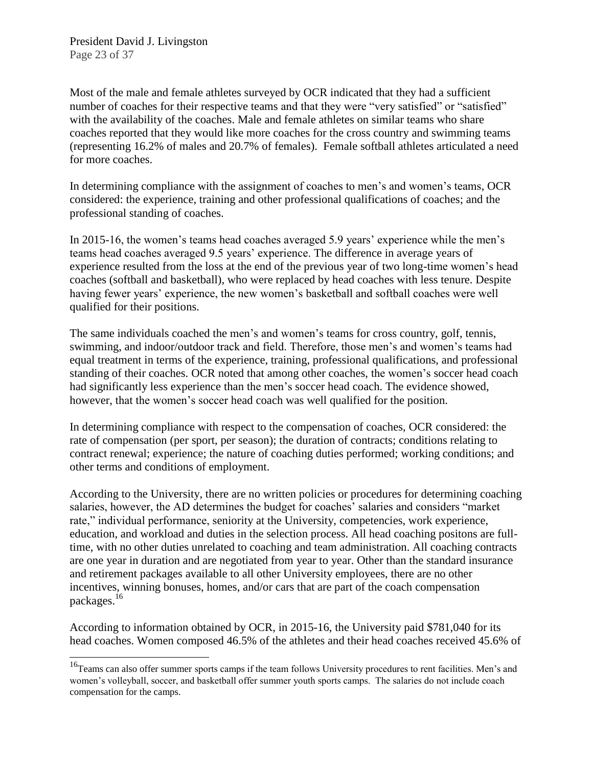Most of the male and female athletes surveyed by OCR indicated that they had a sufficient number of coaches for their respective teams and that they were "very satisfied" or "satisfied" with the availability of the coaches. Male and female athletes on similar teams who share coaches reported that they would like more coaches for the cross country and swimming teams (representing 16.2% of males and 20.7% of females). Female softball athletes articulated a need for more coaches.

In determining compliance with the assignment of coaches to men's and women's teams, OCR considered: the experience, training and other professional qualifications of coaches; and the professional standing of coaches.

In 2015-16, the women's teams head coaches averaged 5.9 years' experience while the men's teams head coaches averaged 9.5 years' experience. The difference in average years of experience resulted from the loss at the end of the previous year of two long-time women's head coaches (softball and basketball), who were replaced by head coaches with less tenure. Despite having fewer years' experience, the new women's basketball and softball coaches were well qualified for their positions.

The same individuals coached the men's and women's teams for cross country, golf, tennis, swimming, and indoor/outdoor track and field. Therefore, those men's and women's teams had equal treatment in terms of the experience, training, professional qualifications, and professional standing of their coaches. OCR noted that among other coaches, the women's soccer head coach had significantly less experience than the men's soccer head coach. The evidence showed, however, that the women's soccer head coach was well qualified for the position.

In determining compliance with respect to the compensation of coaches, OCR considered: the rate of compensation (per sport, per season); the duration of contracts; conditions relating to contract renewal; experience; the nature of coaching duties performed; working conditions; and other terms and conditions of employment.

According to the University, there are no written policies or procedures for determining coaching salaries, however, the AD determines the budget for coaches' salaries and considers "market rate," individual performance, seniority at the University, competencies, work experience, education, and workload and duties in the selection process. All head coaching positons are full-time, with no other duties unrelated to coaching and team administration. All coaching contracts are one year in duration and are negotiated from year to year. Other than the standard insurance and retirement packages available to all other University employees, there are no other incentives, winning bonuses, homes, and/or cars that are part of the coach compensation packages.[16]

According to information obtained by OCR, in 2015-16, the University paid $781,040 for its head coaches. Women composed 46.5% of the athletes and their head coaches received 45.6% of

---

[16] Teams can also offer summer sports camps if the team follows University procedures to rent facilities. Men's and women's volleyball, soccer, and basketball offer summer youth sports camps. The salaries do not include coach compensation for the camps.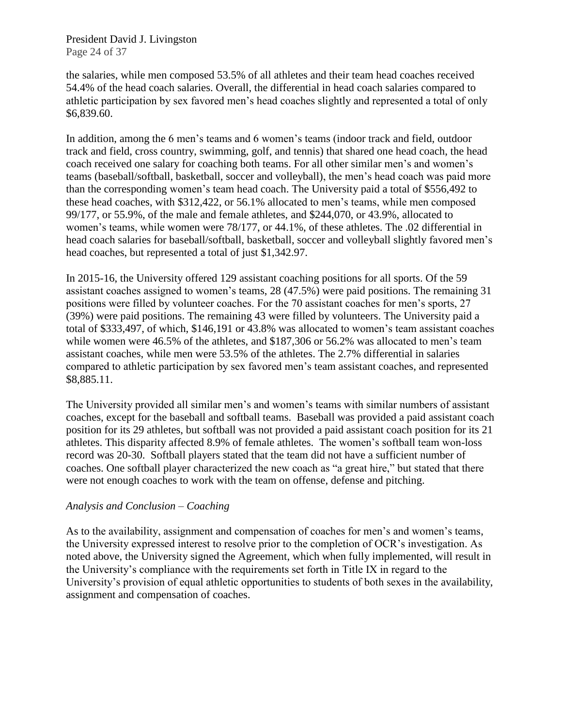the salaries, while men composed 53.5% of all athletes and their team head coaches received 54.4% of the head coach salaries. Overall, the differential in head coach salaries compared to athletic participation by sex favored men's head coaches slightly and represented a total of only $6,839.60.

In addition, among the 6 men's teams and 6 women's teams (indoor track and field, outdoor track and field, cross country, swimming, golf, and tennis) that shared one head coach, the head coach received one salary for coaching both teams. For all other similar men's and women's teams (baseball/softball, basketball, soccer and volleyball), the men's head coach was paid more than the corresponding women's team head coach. The University paid a total of $556,492 to these head coaches, with $312,422, or 56.1% allocated to men's teams, while men composed 99/177, or 55.9%, of the male and female athletes, and $244,070, or 43.9%, allocated to women's teams, while women were 78/177, or 44.1%, of these athletes. The .02 differential in head coach salaries for baseball/softball, basketball, soccer and volleyball slightly favored men's head coaches, but represented a total of just $1,342.97.

In 2015-16, the University offered 129 assistant coaching positions for all sports. Of the 59 assistant coaches assigned to women's teams, 28 (47.5%) were paid positions. The remaining 31 positions were filled by volunteer coaches. For the 70 assistant coaches for men's sports, 27 (39%) were paid positions. The remaining 43 were filled by volunteers. The University paid a total of $333,497, of which, $146,191 or 43.8% was allocated to women's team assistant coaches while women were 46.5% of the athletes, and $187,306 or 56.2% was allocated to men's team assistant coaches, while men were 53.5% of the athletes. The 2.7% differential in salaries compared to athletic participation by sex favored men's team assistant coaches, and represented $8,885.11.

The University provided all similar men's and women's teams with similar numbers of assistant coaches, except for the baseball and softball teams. Baseball was provided a paid assistant coach position for its 29 athletes, but softball was not provided a paid assistant coach position for its 21 athletes. This disparity affected 8.9% of female athletes. The women's softball team won-loss record was 20-30. Softball players stated that the team did not have a sufficient number of coaches. One softball player characterized the new coach as "a great hire," but stated that there were not enough coaches to work with the team on offense, defense and pitching.

*Analysis and Conclusion – Coaching*

As to the availability, assignment and compensation of coaches for men's and women's teams, the University expressed interest to resolve prior to the completion of OCR's investigation. As noted above, the University signed the Agreement, which when fully implemented, will result in the University's compliance with the requirements set forth in Title IX in regard to the University's provision of equal athletic opportunities to students of both sexes in the availability, assignment and compensation of coaches.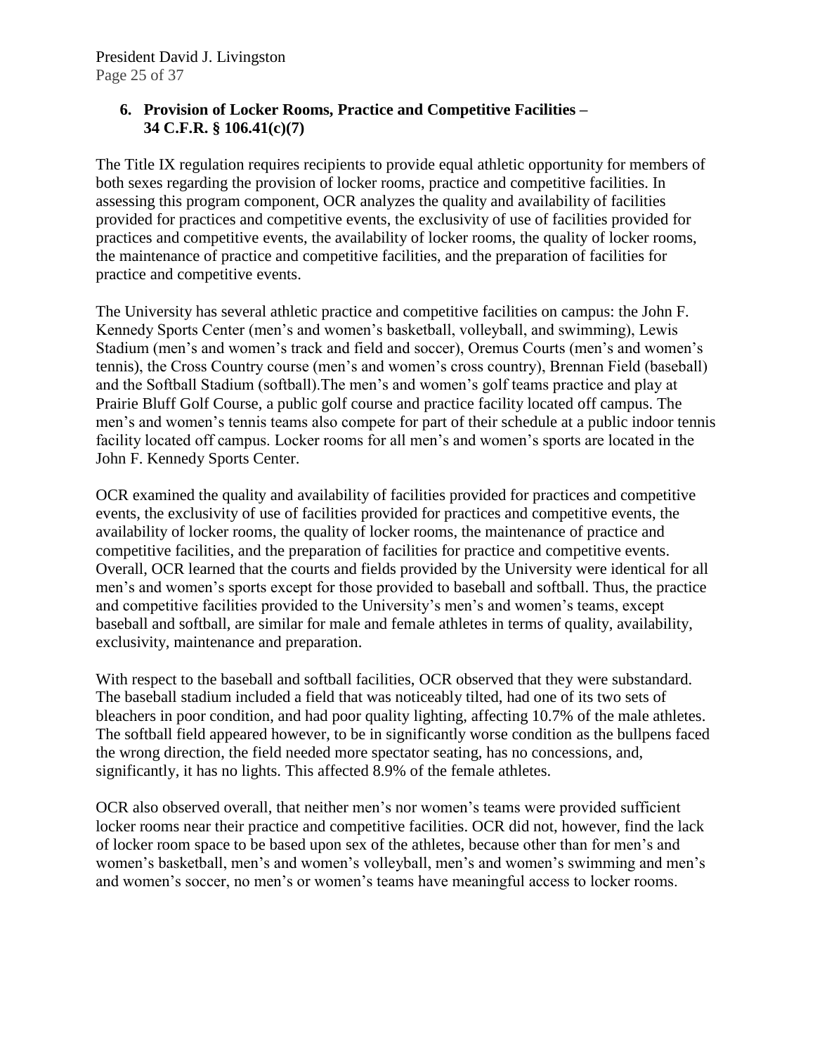### 6. Provision of Locker Rooms, Practice and Competitive Facilities – 34 C.F.R. § 106.41(c)(7)

The Title IX regulation requires recipients to provide equal athletic opportunity for members of both sexes regarding the provision of locker rooms, practice and competitive facilities. In assessing this program component, OCR analyzes the quality and availability of facilities provided for practices and competitive events, the exclusivity of use of facilities provided for practices and competitive events, the availability of locker rooms, the quality of locker rooms, the maintenance of practice and competitive facilities, and the preparation of facilities for practice and competitive events.

The University has several athletic practice and competitive facilities on campus: the John F. Kennedy Sports Center (men's and women's basketball, volleyball, and swimming), Lewis Stadium (men's and women's track and field and soccer), Oremus Courts (men's and women's tennis), the Cross Country course (men's and women's cross country), Brennan Field (baseball) and the Softball Stadium (softball).The men's and women's golf teams practice and play at Prairie Bluff Golf Course, a public golf course and practice facility located off campus. The men's and women's tennis teams also compete for part of their schedule at a public indoor tennis facility located off campus. Locker rooms for all men's and women's sports are located in the John F. Kennedy Sports Center.

OCR examined the quality and availability of facilities provided for practices and competitive events, the exclusivity of use of facilities provided for practices and competitive events, the availability of locker rooms, the quality of locker rooms, the maintenance of practice and competitive facilities, and the preparation of facilities for practice and competitive events. Overall, OCR learned that the courts and fields provided by the University were identical for all men's and women's sports except for those provided to baseball and softball. Thus, the practice and competitive facilities provided to the University's men's and women's teams, except baseball and softball, are similar for male and female athletes in terms of quality, availability, exclusivity, maintenance and preparation.

With respect to the baseball and softball facilities, OCR observed that they were substandard. The baseball stadium included a field that was noticeably tilted, had one of its two sets of bleachers in poor condition, and had poor quality lighting, affecting 10.7% of the male athletes. The softball field appeared however, to be in significantly worse condition as the bullpens faced the wrong direction, the field needed more spectator seating, has no concessions, and, significantly, it has no lights. This affected 8.9% of the female athletes.

OCR also observed overall, that neither men's nor women's teams were provided sufficient locker rooms near their practice and competitive facilities. OCR did not, however, find the lack of locker room space to be based upon sex of the athletes, because other than for men's and women's basketball, men's and women's volleyball, men's and women's swimming and men's and women's soccer, no men's or women's teams have meaningful access to locker rooms.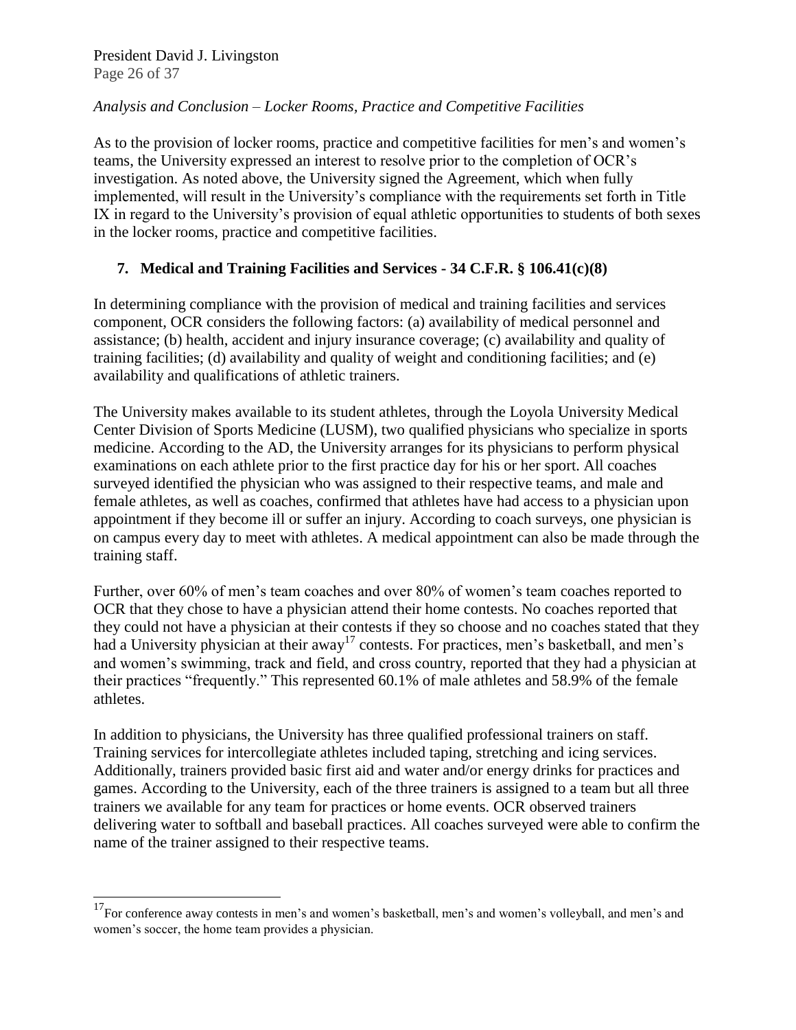*Analysis and Conclusion – Locker Rooms, Practice and Competitive Facilities*

As to the provision of locker rooms, practice and competitive facilities for men's and women's teams, the University expressed an interest to resolve prior to the completion of OCR's investigation. As noted above, the University signed the Agreement, which when fully implemented, will result in the University's compliance with the requirements set forth in Title IX in regard to the University's provision of equal athletic opportunities to students of both sexes in the locker rooms, practice and competitive facilities.

### 7. Medical and Training Facilities and Services - 34 C.F.R. § 106.41(c)(8)

In determining compliance with the provision of medical and training facilities and services component, OCR considers the following factors: (a) availability of medical personnel and assistance; (b) health, accident and injury insurance coverage; (c) availability and quality of training facilities; (d) availability and quality of weight and conditioning facilities; and (e) availability and qualifications of athletic trainers.

The University makes available to its student athletes, through the Loyola University Medical Center Division of Sports Medicine (LUSM), two qualified physicians who specialize in sports medicine. According to the AD, the University arranges for its physicians to perform physical examinations on each athlete prior to the first practice day for his or her sport. All coaches surveyed identified the physician who was assigned to their respective teams, and male and female athletes, as well as coaches, confirmed that athletes have had access to a physician upon appointment if they become ill or suffer an injury. According to coach surveys, one physician is on campus every day to meet with athletes. A medical appointment can also be made through the training staff.

Further, over 60% of men's team coaches and over 80% of women's team coaches reported to OCR that they chose to have a physician attend their home contests. No coaches reported that they could not have a physician at their contests if they so choose and no coaches stated that they had a University physician at their away[17] contests. For practices, men's basketball, and men's and women's swimming, track and field, and cross country, reported that they had a physician at their practices "frequently." This represented 60.1% of male athletes and 58.9% of the female athletes.

In addition to physicians, the University has three qualified professional trainers on staff. Training services for intercollegiate athletes included taping, stretching and icing services. Additionally, trainers provided basic first aid and water and/or energy drinks for practices and games. According to the University, each of the three trainers is assigned to a team but all three trainers we available for any team for practices or home events. OCR observed trainers delivering water to softball and baseball practices. All coaches surveyed were able to confirm the name of the trainer assigned to their respective teams.

---

[17] For conference away contests in men's and women's basketball, men's and women's volleyball, and men's and women's soccer, the home team provides a physician.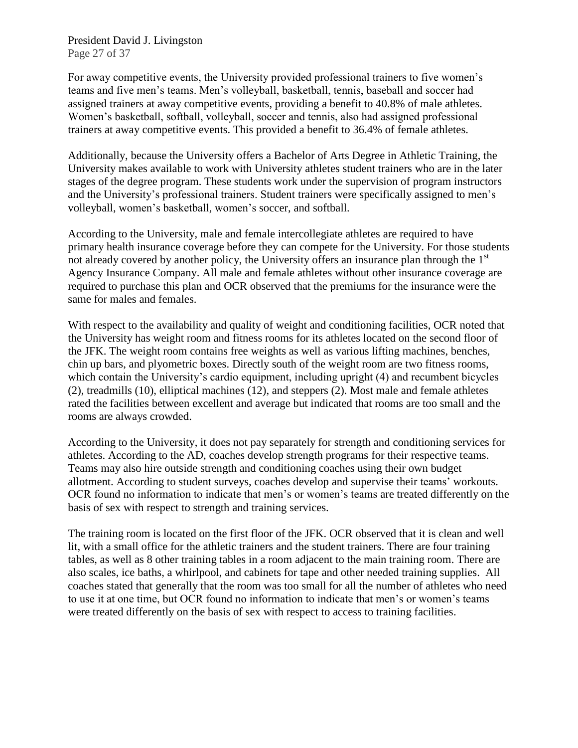For away competitive events, the University provided professional trainers to five women's teams and five men's teams. Men's volleyball, basketball, tennis, baseball and soccer had assigned trainers at away competitive events, providing a benefit to 40.8% of male athletes. Women's basketball, softball, volleyball, soccer and tennis, also had assigned professional trainers at away competitive events. This provided a benefit to 36.4% of female athletes.

Additionally, because the University offers a Bachelor of Arts Degree in Athletic Training, the University makes available to work with University athletes student trainers who are in the later stages of the degree program. These students work under the supervision of program instructors and the University's professional trainers. Student trainers were specifically assigned to men's volleyball, women's basketball, women's soccer, and softball.

According to the University, male and female intercollegiate athletes are required to have primary health insurance coverage before they can compete for the University. For those students not already covered by another policy, the University offers an insurance plan through the 1st Agency Insurance Company. All male and female athletes without other insurance coverage are required to purchase this plan and OCR observed that the premiums for the insurance were the same for males and females.

With respect to the availability and quality of weight and conditioning facilities, OCR noted that the University has weight room and fitness rooms for its athletes located on the second floor of the JFK. The weight room contains free weights as well as various lifting machines, benches, chin up bars, and plyometric boxes. Directly south of the weight room are two fitness rooms, which contain the University's cardio equipment, including upright (4) and recumbent bicycles (2), treadmills (10), elliptical machines (12), and steppers (2). Most male and female athletes rated the facilities between excellent and average but indicated that rooms are too small and the rooms are always crowded.

According to the University, it does not pay separately for strength and conditioning services for athletes. According to the AD, coaches develop strength programs for their respective teams. Teams may also hire outside strength and conditioning coaches using their own budget allotment. According to student surveys, coaches develop and supervise their teams' workouts. OCR found no information to indicate that men's or women's teams are treated differently on the basis of sex with respect to strength and training services.

The training room is located on the first floor of the JFK. OCR observed that it is clean and well lit, with a small office for the athletic trainers and the student trainers. There are four training tables, as well as 8 other training tables in a room adjacent to the main training room. There are also scales, ice baths, a whirlpool, and cabinets for tape and other needed training supplies. All coaches stated that generally that the room was too small for all the number of athletes who need to use it at one time, but OCR found no information to indicate that men's or women's teams were treated differently on the basis of sex with respect to access to training facilities.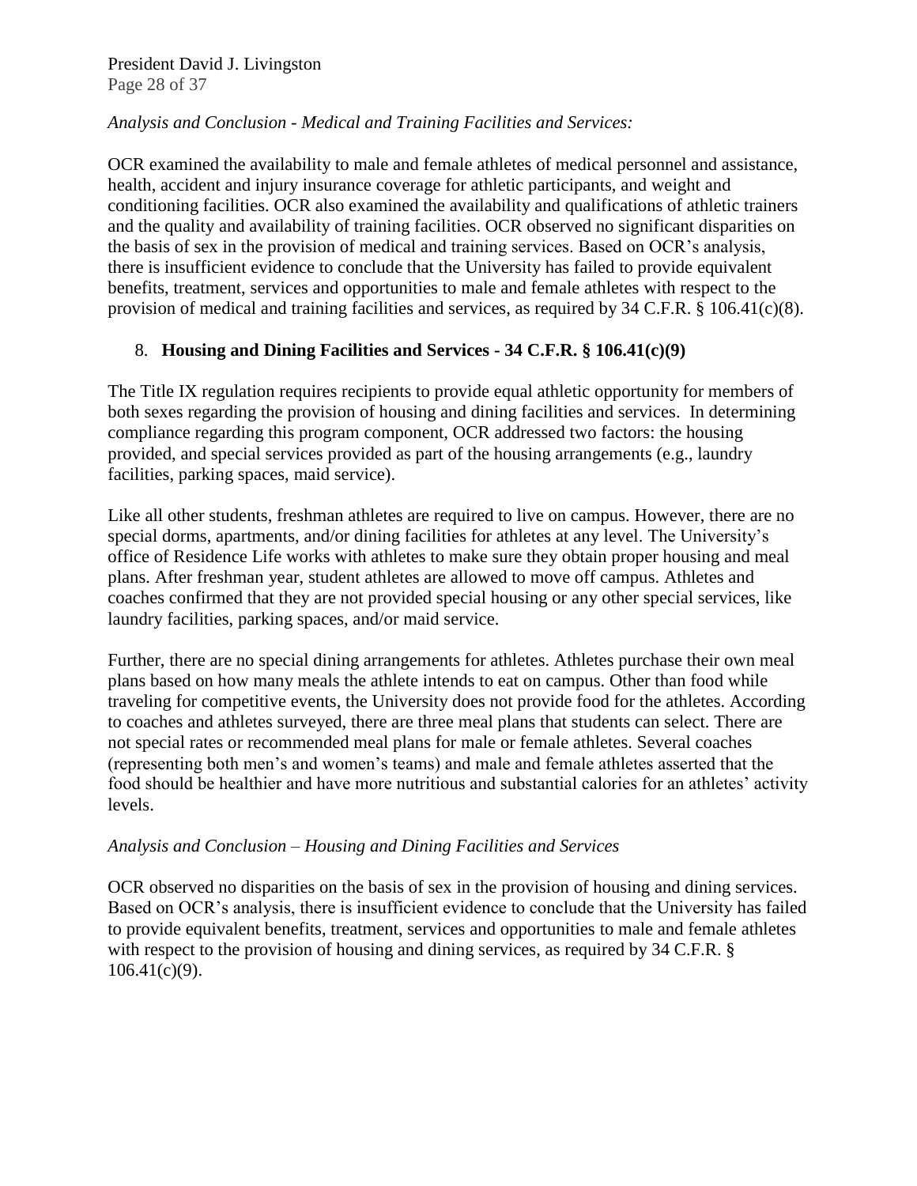*Analysis and Conclusion - Medical and Training Facilities and Services:*

OCR examined the availability to male and female athletes of medical personnel and assistance, health, accident and injury insurance coverage for athletic participants, and weight and conditioning facilities. OCR also examined the availability and qualifications of athletic trainers and the quality and availability of training facilities. OCR observed no significant disparities on the basis of sex in the provision of medical and training services. Based on OCR's analysis, there is insufficient evidence to conclude that the University has failed to provide equivalent benefits, treatment, services and opportunities to male and female athletes with respect to the provision of medical and training facilities and services, as required by 34 C.F.R. § 106.41(c)(8).

8. **Housing and Dining Facilities and Services - 34 C.F.R. § 106.41(c)(9)**

The Title IX regulation requires recipients to provide equal athletic opportunity for members of both sexes regarding the provision of housing and dining facilities and services. In determining compliance regarding this program component, OCR addressed two factors: the housing provided, and special services provided as part of the housing arrangements (e.g., laundry facilities, parking spaces, maid service).

Like all other students, freshman athletes are required to live on campus. However, there are no special dorms, apartments, and/or dining facilities for athletes at any level. The University's office of Residence Life works with athletes to make sure they obtain proper housing and meal plans. After freshman year, student athletes are allowed to move off campus. Athletes and coaches confirmed that they are not provided special housing or any other special services, like laundry facilities, parking spaces, and/or maid service.

Further, there are no special dining arrangements for athletes. Athletes purchase their own meal plans based on how many meals the athlete intends to eat on campus. Other than food while traveling for competitive events, the University does not provide food for the athletes. According to coaches and athletes surveyed, there are three meal plans that students can select. There are not special rates or recommended meal plans for male or female athletes. Several coaches (representing both men's and women's teams) and male and female athletes asserted that the food should be healthier and have more nutritious and substantial calories for an athletes' activity levels.

*Analysis and Conclusion – Housing and Dining Facilities and Services*

OCR observed no disparities on the basis of sex in the provision of housing and dining services. Based on OCR's analysis, there is insufficient evidence to conclude that the University has failed to provide equivalent benefits, treatment, services and opportunities to male and female athletes with respect to the provision of housing and dining services, as required by 34 C.F.R. § 106.41(c)(9).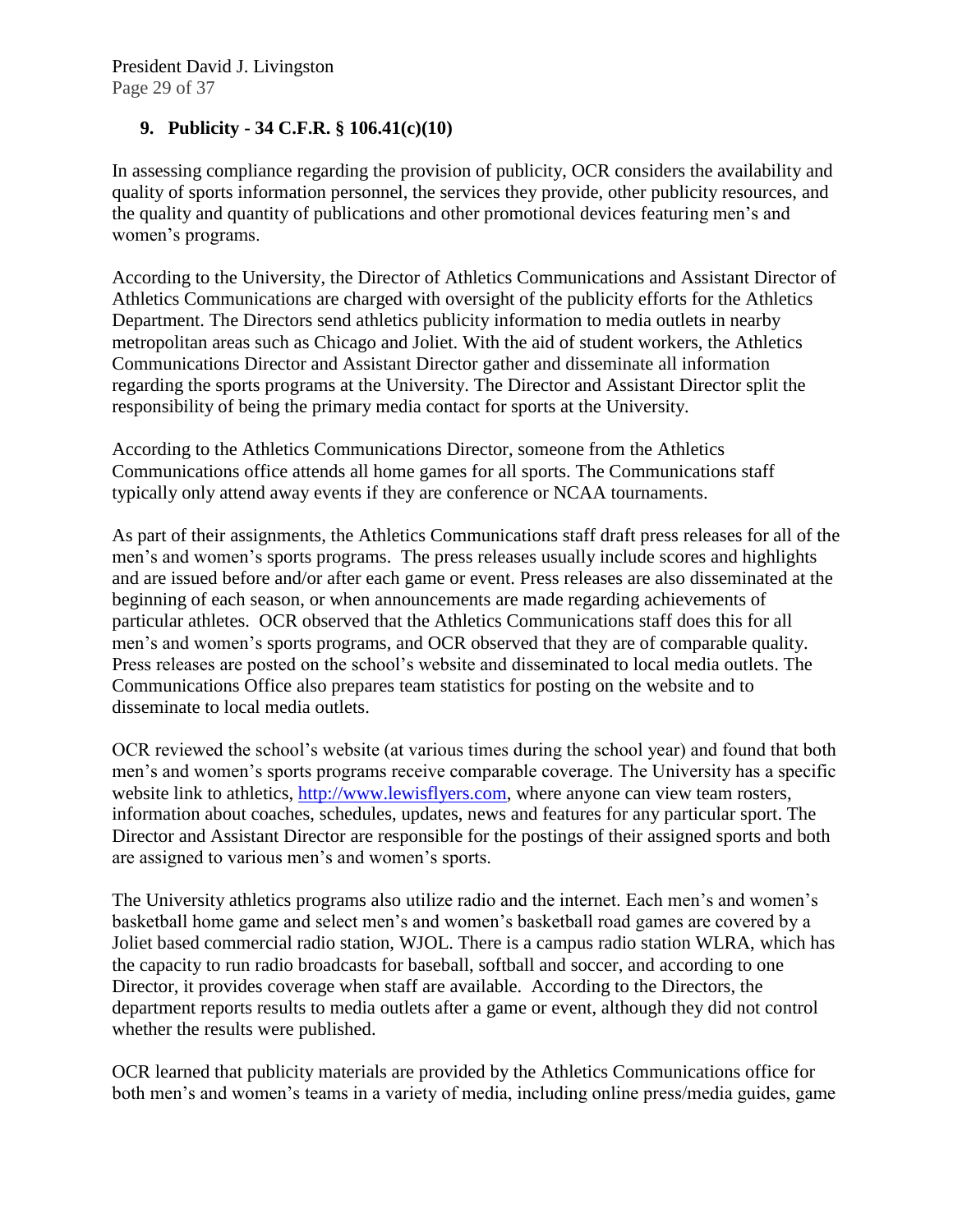### 9. Publicity - 34 C.F.R. § 106.41(c)(10)

In assessing compliance regarding the provision of publicity, OCR considers the availability and quality of sports information personnel, the services they provide, other publicity resources, and the quality and quantity of publications and other promotional devices featuring men's and women's programs.

According to the University, the Director of Athletics Communications and Assistant Director of Athletics Communications are charged with oversight of the publicity efforts for the Athletics Department. The Directors send athletics publicity information to media outlets in nearby metropolitan areas such as Chicago and Joliet. With the aid of student workers, the Athletics Communications Director and Assistant Director gather and disseminate all information regarding the sports programs at the University. The Director and Assistant Director split the responsibility of being the primary media contact for sports at the University.

According to the Athletics Communications Director, someone from the Athletics Communications office attends all home games for all sports. The Communications staff typically only attend away events if they are conference or NCAA tournaments.

As part of their assignments, the Athletics Communications staff draft press releases for all of the men's and women's sports programs. The press releases usually include scores and highlights and are issued before and/or after each game or event. Press releases are also disseminated at the beginning of each season, or when announcements are made regarding achievements of particular athletes. OCR observed that the Athletics Communications staff does this for all men's and women's sports programs, and OCR observed that they are of comparable quality. Press releases are posted on the school's website and disseminated to local media outlets. The Communications Office also prepares team statistics for posting on the website and to disseminate to local media outlets.

OCR reviewed the school's website (at various times during the school year) and found that both men's and women's sports programs receive comparable coverage. The University has a specific website link to athletics, http://www.lewisflyers.com, where anyone can view team rosters, information about coaches, schedules, updates, news and features for any particular sport. The Director and Assistant Director are responsible for the postings of their assigned sports and both are assigned to various men's and women's sports.

The University athletics programs also utilize radio and the internet. Each men's and women's basketball home game and select men's and women's basketball road games are covered by a Joliet based commercial radio station, WJOL. There is a campus radio station WLRA, which has the capacity to run radio broadcasts for baseball, softball and soccer, and according to one Director, it provides coverage when staff are available. According to the Directors, the department reports results to media outlets after a game or event, although they did not control whether the results were published.

OCR learned that publicity materials are provided by the Athletics Communications office for both men's and women's teams in a variety of media, including online press/media guides, game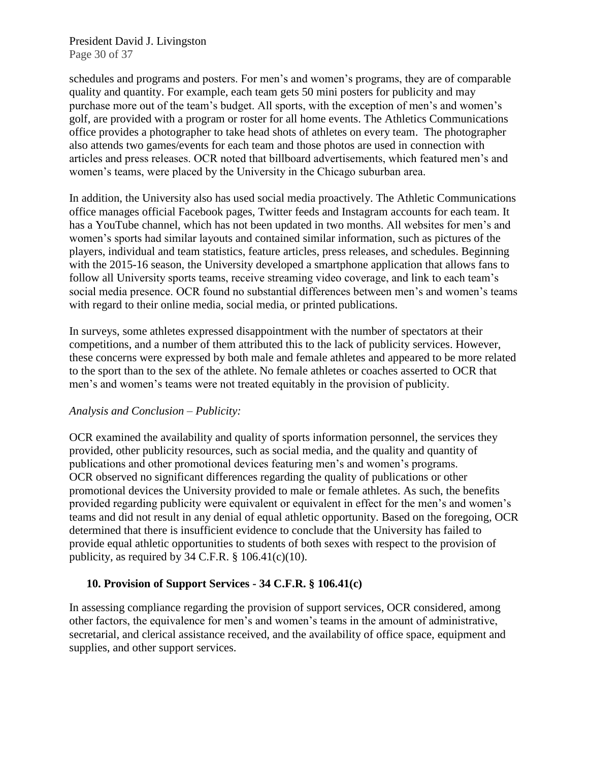schedules and programs and posters. For men's and women's programs, they are of comparable quality and quantity. For example, each team gets 50 mini posters for publicity and may purchase more out of the team's budget. All sports, with the exception of men's and women's golf, are provided with a program or roster for all home events. The Athletics Communications office provides a photographer to take head shots of athletes on every team. The photographer also attends two games/events for each team and those photos are used in connection with articles and press releases. OCR noted that billboard advertisements, which featured men's and women's teams, were placed by the University in the Chicago suburban area.

In addition, the University also has used social media proactively. The Athletic Communications office manages official Facebook pages, Twitter feeds and Instagram accounts for each team. It has a YouTube channel, which has not been updated in two months. All websites for men's and women's sports had similar layouts and contained similar information, such as pictures of the players, individual and team statistics, feature articles, press releases, and schedules. Beginning with the 2015-16 season, the University developed a smartphone application that allows fans to follow all University sports teams, receive streaming video coverage, and link to each team's social media presence. OCR found no substantial differences between men's and women's teams with regard to their online media, social media, or printed publications.

In surveys, some athletes expressed disappointment with the number of spectators at their competitions, and a number of them attributed this to the lack of publicity services. However, these concerns were expressed by both male and female athletes and appeared to be more related to the sport than to the sex of the athlete. No female athletes or coaches asserted to OCR that men's and women's teams were not treated equitably in the provision of publicity.

*Analysis and Conclusion – Publicity:*

OCR examined the availability and quality of sports information personnel, the services they provided, other publicity resources, such as social media, and the quality and quantity of publications and other promotional devices featuring men's and women's programs. OCR observed no significant differences regarding the quality of publications or other promotional devices the University provided to male or female athletes. As such, the benefits provided regarding publicity were equivalent or equivalent in effect for the men's and women's teams and did not result in any denial of equal athletic opportunity. Based on the foregoing, OCR determined that there is insufficient evidence to conclude that the University has failed to provide equal athletic opportunities to students of both sexes with respect to the provision of publicity, as required by 34 C.F.R. § 106.41(c)(10).

**10. Provision of Support Services - 34 C.F.R. § 106.41(c)**

In assessing compliance regarding the provision of support services, OCR considered, among other factors, the equivalence for men's and women's teams in the amount of administrative, secretarial, and clerical assistance received, and the availability of office space, equipment and supplies, and other support services.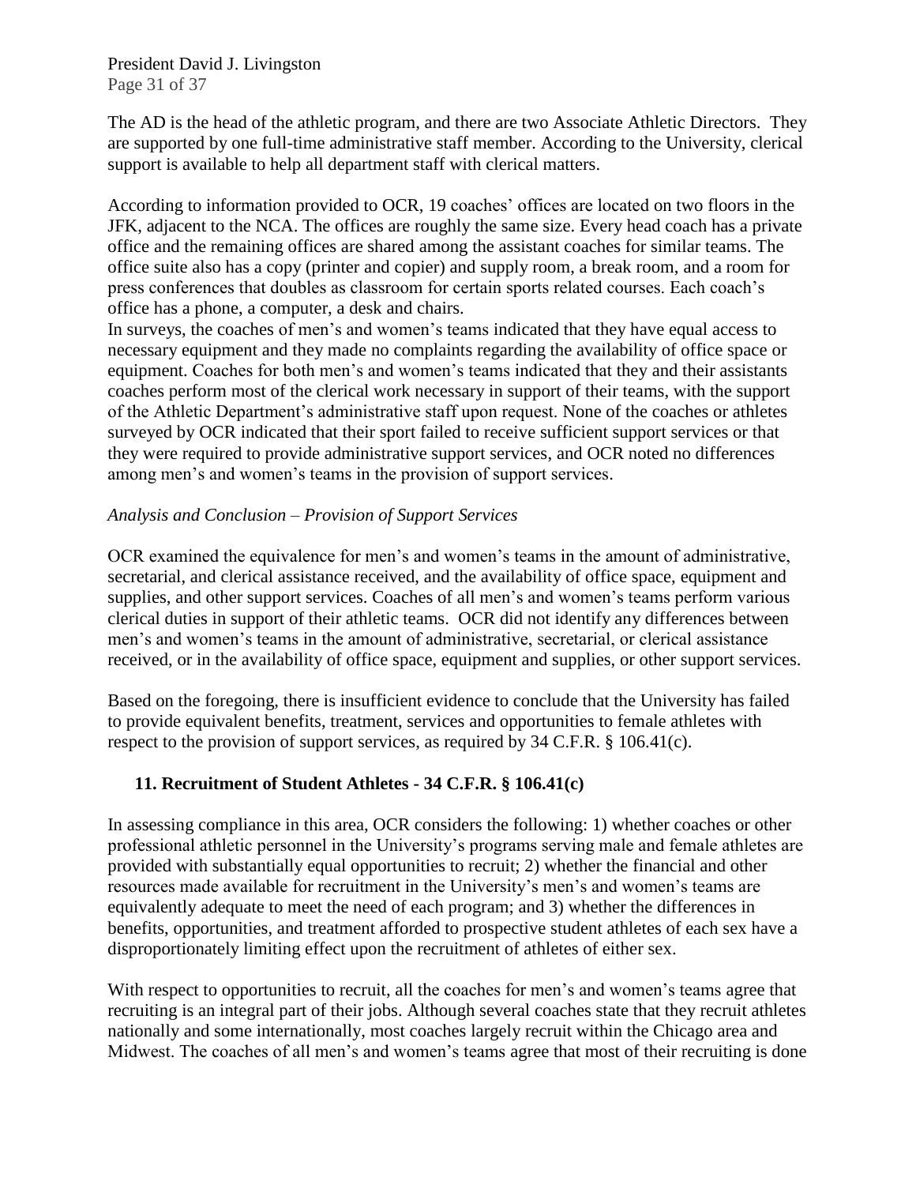The AD is the head of the athletic program, and there are two Associate Athletic Directors. They are supported by one full-time administrative staff member. According to the University, clerical support is available to help all department staff with clerical matters.

According to information provided to OCR, 19 coaches' offices are located on two floors in the JFK, adjacent to the NCA. The offices are roughly the same size. Every head coach has a private office and the remaining offices are shared among the assistant coaches for similar teams. The office suite also has a copy (printer and copier) and supply room, a break room, and a room for press conferences that doubles as classroom for certain sports related courses. Each coach's office has a phone, a computer, a desk and chairs.

In surveys, the coaches of men's and women's teams indicated that they have equal access to necessary equipment and they made no complaints regarding the availability of office space or equipment. Coaches for both men's and women's teams indicated that they and their assistants coaches perform most of the clerical work necessary in support of their teams, with the support of the Athletic Department's administrative staff upon request. None of the coaches or athletes surveyed by OCR indicated that their sport failed to receive sufficient support services or that they were required to provide administrative support services, and OCR noted no differences among men's and women's teams in the provision of support services.

*Analysis and Conclusion – Provision of Support Services*

OCR examined the equivalence for men's and women's teams in the amount of administrative, secretarial, and clerical assistance received, and the availability of office space, equipment and supplies, and other support services. Coaches of all men's and women's teams perform various clerical duties in support of their athletic teams. OCR did not identify any differences between men's and women's teams in the amount of administrative, secretarial, or clerical assistance received, or in the availability of office space, equipment and supplies, or other support services.

Based on the foregoing, there is insufficient evidence to conclude that the University has failed to provide equivalent benefits, treatment, services and opportunities to female athletes with respect to the provision of support services, as required by 34 C.F.R. § 106.41(c).

### 11. Recruitment of Student Athletes - 34 C.F.R. § 106.41(c)

In assessing compliance in this area, OCR considers the following: 1) whether coaches or other professional athletic personnel in the University's programs serving male and female athletes are provided with substantially equal opportunities to recruit; 2) whether the financial and other resources made available for recruitment in the University's men's and women's teams are equivalently adequate to meet the need of each program; and 3) whether the differences in benefits, opportunities, and treatment afforded to prospective student athletes of each sex have a disproportionately limiting effect upon the recruitment of athletes of either sex.

With respect to opportunities to recruit, all the coaches for men's and women's teams agree that recruiting is an integral part of their jobs. Although several coaches state that they recruit athletes nationally and some internationally, most coaches largely recruit within the Chicago area and Midwest. The coaches of all men's and women's teams agree that most of their recruiting is done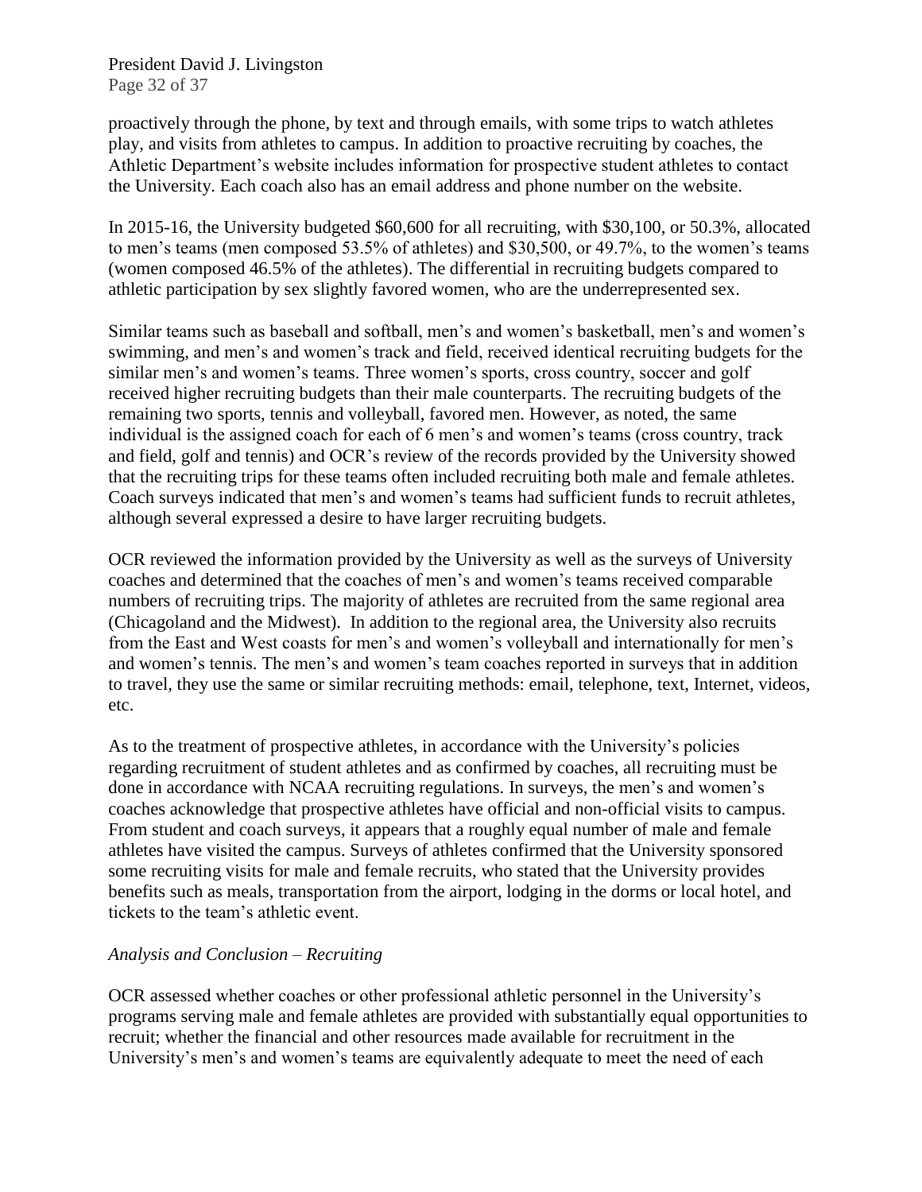proactively through the phone, by text and through emails, with some trips to watch athletes play, and visits from athletes to campus. In addition to proactive recruiting by coaches, the Athletic Department's website includes information for prospective student athletes to contact the University. Each coach also has an email address and phone number on the website.

In 2015-16, the University budgeted $60,600 for all recruiting, with $30,100, or 50.3%, allocated to men's teams (men composed 53.5% of athletes) and $30,500, or 49.7%, to the women's teams (women composed 46.5% of the athletes). The differential in recruiting budgets compared to athletic participation by sex slightly favored women, who are the underrepresented sex.

Similar teams such as baseball and softball, men's and women's basketball, men's and women's swimming, and men's and women's track and field, received identical recruiting budgets for the similar men's and women's teams. Three women's sports, cross country, soccer and golf received higher recruiting budgets than their male counterparts. The recruiting budgets of the remaining two sports, tennis and volleyball, favored men. However, as noted, the same individual is the assigned coach for each of 6 men's and women's teams (cross country, track and field, golf and tennis) and OCR's review of the records provided by the University showed that the recruiting trips for these teams often included recruiting both male and female athletes. Coach surveys indicated that men's and women's teams had sufficient funds to recruit athletes, although several expressed a desire to have larger recruiting budgets.

OCR reviewed the information provided by the University as well as the surveys of University coaches and determined that the coaches of men's and women's teams received comparable numbers of recruiting trips. The majority of athletes are recruited from the same regional area (Chicagoland and the Midwest). In addition to the regional area, the University also recruits from the East and West coasts for men's and women's volleyball and internationally for men's and women's tennis. The men's and women's team coaches reported in surveys that in addition to travel, they use the same or similar recruiting methods: email, telephone, text, Internet, videos, etc.

As to the treatment of prospective athletes, in accordance with the University's policies regarding recruitment of student athletes and as confirmed by coaches, all recruiting must be done in accordance with NCAA recruiting regulations. In surveys, the men's and women's coaches acknowledge that prospective athletes have official and non-official visits to campus. From student and coach surveys, it appears that a roughly equal number of male and female athletes have visited the campus. Surveys of athletes confirmed that the University sponsored some recruiting visits for male and female recruits, who stated that the University provides benefits such as meals, transportation from the airport, lodging in the dorms or local hotel, and tickets to the team's athletic event.

*Analysis and Conclusion – Recruiting*

OCR assessed whether coaches or other professional athletic personnel in the University's programs serving male and female athletes are provided with substantially equal opportunities to recruit; whether the financial and other resources made available for recruitment in the University's men's and women's teams are equivalently adequate to meet the need of each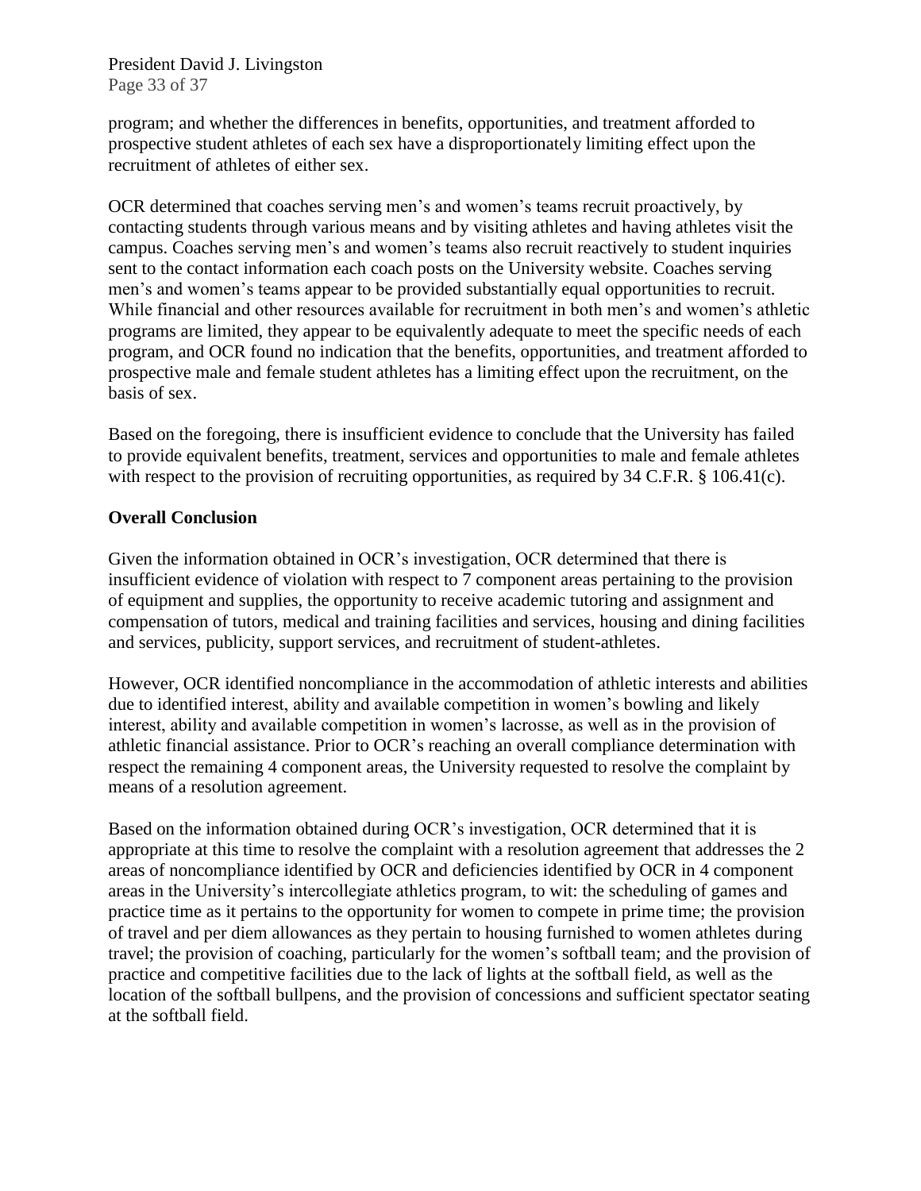program; and whether the differences in benefits, opportunities, and treatment afforded to prospective student athletes of each sex have a disproportionately limiting effect upon the recruitment of athletes of either sex.

OCR determined that coaches serving men's and women's teams recruit proactively, by contacting students through various means and by visiting athletes and having athletes visit the campus. Coaches serving men's and women's teams also recruit reactively to student inquiries sent to the contact information each coach posts on the University website. Coaches serving men's and women's teams appear to be provided substantially equal opportunities to recruit. While financial and other resources available for recruitment in both men's and women's athletic programs are limited, they appear to be equivalently adequate to meet the specific needs of each program, and OCR found no indication that the benefits, opportunities, and treatment afforded to prospective male and female student athletes has a limiting effect upon the recruitment, on the basis of sex.

Based on the foregoing, there is insufficient evidence to conclude that the University has failed to provide equivalent benefits, treatment, services and opportunities to male and female athletes with respect to the provision of recruiting opportunities, as required by 34 C.F.R. § 106.41(c).

**Overall Conclusion**

Given the information obtained in OCR's investigation, OCR determined that there is insufficient evidence of violation with respect to 7 component areas pertaining to the provision of equipment and supplies, the opportunity to receive academic tutoring and assignment and compensation of tutors, medical and training facilities and services, housing and dining facilities and services, publicity, support services, and recruitment of student-athletes.

However, OCR identified noncompliance in the accommodation of athletic interests and abilities due to identified interest, ability and available competition in women's bowling and likely interest, ability and available competition in women's lacrosse, as well as in the provision of athletic financial assistance. Prior to OCR's reaching an overall compliance determination with respect the remaining 4 component areas, the University requested to resolve the complaint by means of a resolution agreement.

Based on the information obtained during OCR's investigation, OCR determined that it is appropriate at this time to resolve the complaint with a resolution agreement that addresses the 2 areas of noncompliance identified by OCR and deficiencies identified by OCR in 4 component areas in the University's intercollegiate athletics program, to wit: the scheduling of games and practice time as it pertains to the opportunity for women to compete in prime time; the provision of travel and per diem allowances as they pertain to housing furnished to women athletes during travel; the provision of coaching, particularly for the women's softball team; and the provision of practice and competitive facilities due to the lack of lights at the softball field, as well as the location of the softball bullpens, and the provision of concessions and sufficient spectator seating at the softball field.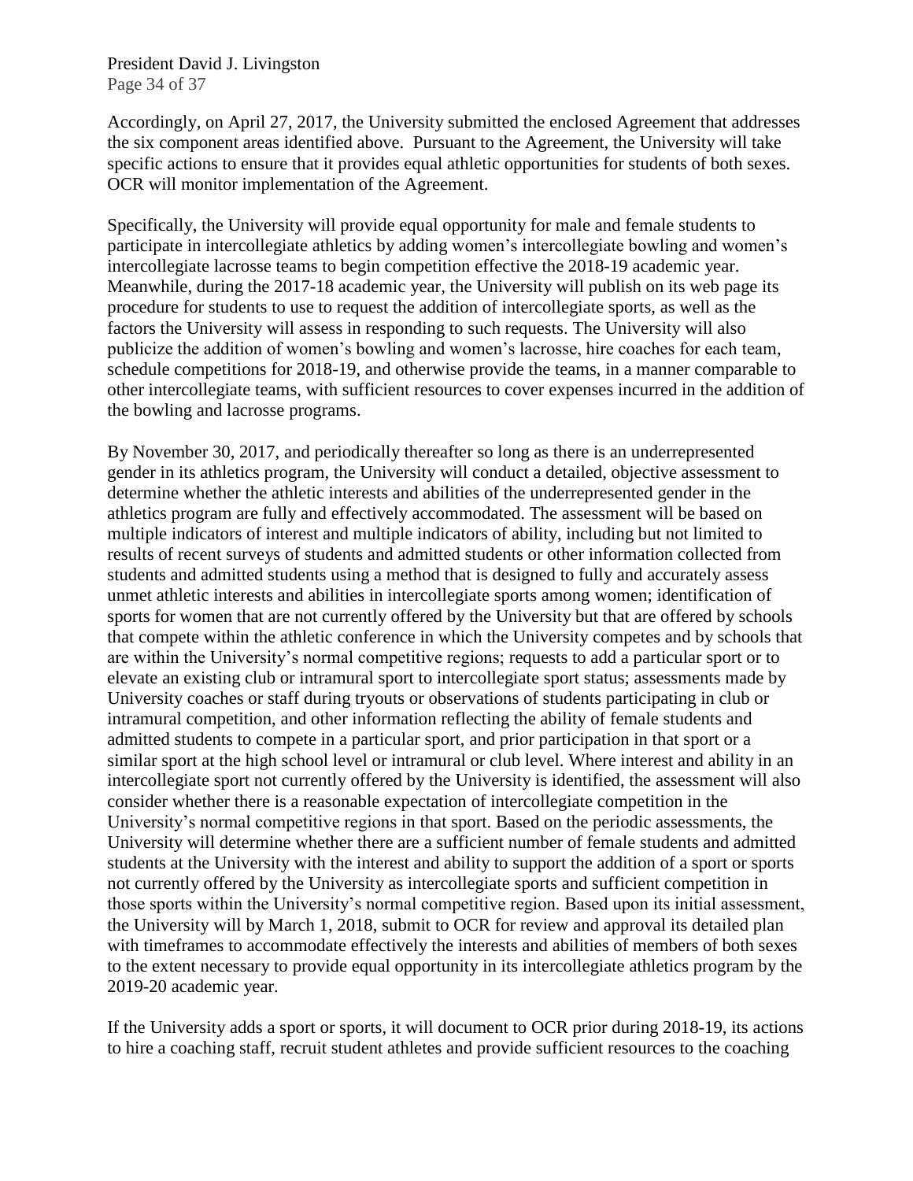Accordingly, on April 27, 2017, the University submitted the enclosed Agreement that addresses the six component areas identified above. Pursuant to the Agreement, the University will take specific actions to ensure that it provides equal athletic opportunities for students of both sexes. OCR will monitor implementation of the Agreement.

Specifically, the University will provide equal opportunity for male and female students to participate in intercollegiate athletics by adding women's intercollegiate bowling and women's intercollegiate lacrosse teams to begin competition effective the 2018-19 academic year. Meanwhile, during the 2017-18 academic year, the University will publish on its web page its procedure for students to use to request the addition of intercollegiate sports, as well as the factors the University will assess in responding to such requests. The University will also publicize the addition of women's bowling and women's lacrosse, hire coaches for each team, schedule competitions for 2018-19, and otherwise provide the teams, in a manner comparable to other intercollegiate teams, with sufficient resources to cover expenses incurred in the addition of the bowling and lacrosse programs.

By November 30, 2017, and periodically thereafter so long as there is an underrepresented gender in its athletics program, the University will conduct a detailed, objective assessment to determine whether the athletic interests and abilities of the underrepresented gender in the athletics program are fully and effectively accommodated. The assessment will be based on multiple indicators of interest and multiple indicators of ability, including but not limited to results of recent surveys of students and admitted students or other information collected from students and admitted students using a method that is designed to fully and accurately assess unmet athletic interests and abilities in intercollegiate sports among women; identification of sports for women that are not currently offered by the University but that are offered by schools that compete within the athletic conference in which the University competes and by schools that are within the University's normal competitive regions; requests to add a particular sport or to elevate an existing club or intramural sport to intercollegiate sport status; assessments made by University coaches or staff during tryouts or observations of students participating in club or intramural competition, and other information reflecting the ability of female students and admitted students to compete in a particular sport, and prior participation in that sport or a similar sport at the high school level or intramural or club level. Where interest and ability in an intercollegiate sport not currently offered by the University is identified, the assessment will also consider whether there is a reasonable expectation of intercollegiate competition in the University's normal competitive regions in that sport. Based on the periodic assessments, the University will determine whether there are a sufficient number of female students and admitted students at the University with the interest and ability to support the addition of a sport or sports not currently offered by the University as intercollegiate sports and sufficient competition in those sports within the University's normal competitive region. Based upon its initial assessment, the University will by March 1, 2018, submit to OCR for review and approval its detailed plan with timeframes to accommodate effectively the interests and abilities of members of both sexes to the extent necessary to provide equal opportunity in its intercollegiate athletics program by the 2019-20 academic year.

If the University adds a sport or sports, it will document to OCR prior during 2018-19, its actions to hire a coaching staff, recruit student athletes and provide sufficient resources to the coaching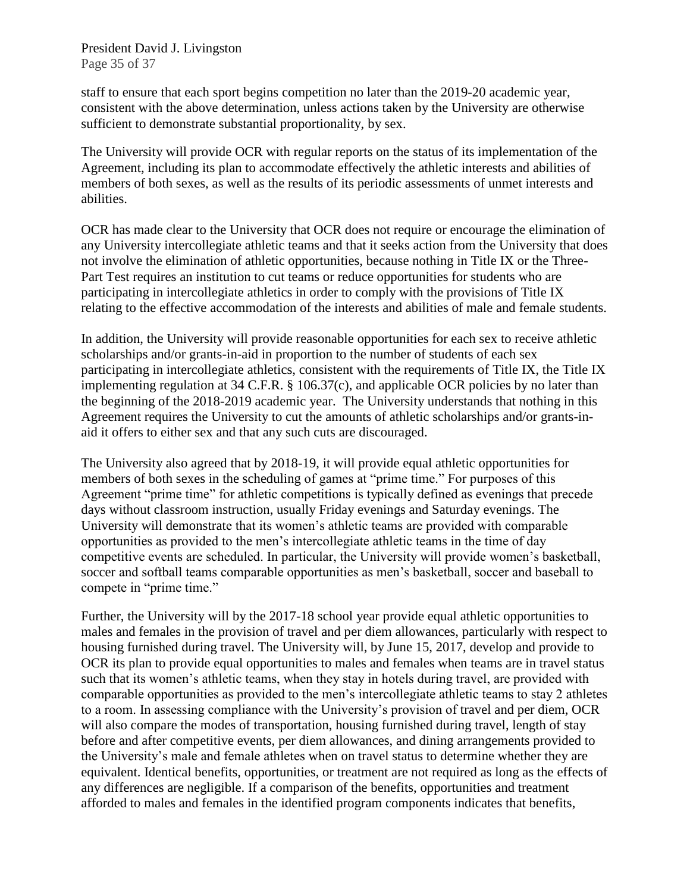staff to ensure that each sport begins competition no later than the 2019-20 academic year, consistent with the above determination, unless actions taken by the University are otherwise sufficient to demonstrate substantial proportionality, by sex.

The University will provide OCR with regular reports on the status of its implementation of the Agreement, including its plan to accommodate effectively the athletic interests and abilities of members of both sexes, as well as the results of its periodic assessments of unmet interests and abilities.

OCR has made clear to the University that OCR does not require or encourage the elimination of any University intercollegiate athletic teams and that it seeks action from the University that does not involve the elimination of athletic opportunities, because nothing in Title IX or the Three-Part Test requires an institution to cut teams or reduce opportunities for students who are participating in intercollegiate athletics in order to comply with the provisions of Title IX relating to the effective accommodation of the interests and abilities of male and female students.

In addition, the University will provide reasonable opportunities for each sex to receive athletic scholarships and/or grants-in-aid in proportion to the number of students of each sex participating in intercollegiate athletics, consistent with the requirements of Title IX, the Title IX implementing regulation at 34 C.F.R. § 106.37(c), and applicable OCR policies by no later than the beginning of the 2018-2019 academic year. The University understands that nothing in this Agreement requires the University to cut the amounts of athletic scholarships and/or grants-in-aid it offers to either sex and that any such cuts are discouraged.

The University also agreed that by 2018-19, it will provide equal athletic opportunities for members of both sexes in the scheduling of games at "prime time." For purposes of this Agreement "prime time" for athletic competitions is typically defined as evenings that precede days without classroom instruction, usually Friday evenings and Saturday evenings. The University will demonstrate that its women's athletic teams are provided with comparable opportunities as provided to the men's intercollegiate athletic teams in the time of day competitive events are scheduled. In particular, the University will provide women's basketball, soccer and softball teams comparable opportunities as men's basketball, soccer and baseball to compete in "prime time."

Further, the University will by the 2017-18 school year provide equal athletic opportunities to males and females in the provision of travel and per diem allowances, particularly with respect to housing furnished during travel. The University will, by June 15, 2017, develop and provide to OCR its plan to provide equal opportunities to males and females when teams are in travel status such that its women's athletic teams, when they stay in hotels during travel, are provided with comparable opportunities as provided to the men's intercollegiate athletic teams to stay 2 athletes to a room. In assessing compliance with the University's provision of travel and per diem, OCR will also compare the modes of transportation, housing furnished during travel, length of stay before and after competitive events, per diem allowances, and dining arrangements provided to the University's male and female athletes when on travel status to determine whether they are equivalent. Identical benefits, opportunities, or treatment are not required as long as the effects of any differences are negligible. If a comparison of the benefits, opportunities and treatment afforded to males and females in the identified program components indicates that benefits,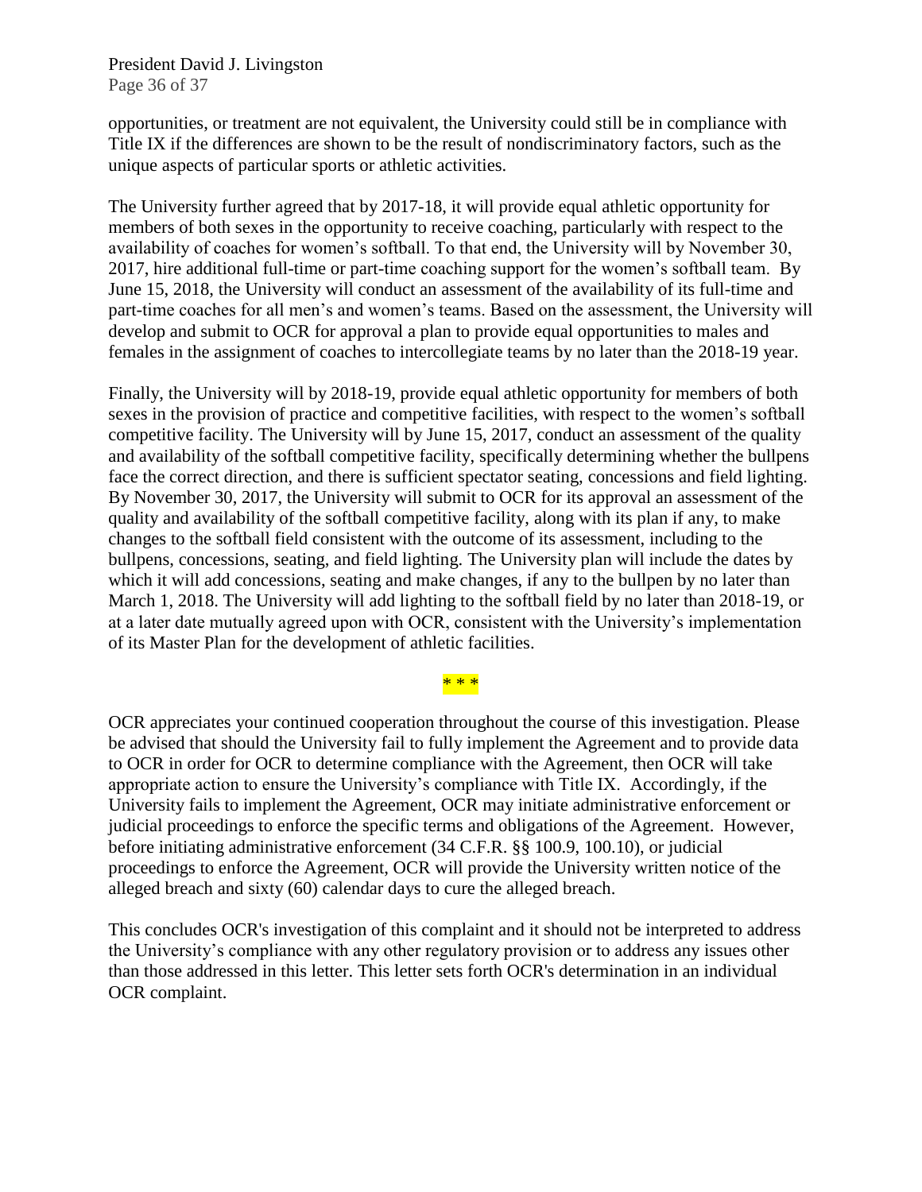opportunities, or treatment are not equivalent, the University could still be in compliance with Title IX if the differences are shown to be the result of nondiscriminatory factors, such as the unique aspects of particular sports or athletic activities.

The University further agreed that by 2017-18, it will provide equal athletic opportunity for members of both sexes in the opportunity to receive coaching, particularly with respect to the availability of coaches for women's softball. To that end, the University will by November 30, 2017, hire additional full-time or part-time coaching support for the women's softball team. By June 15, 2018, the University will conduct an assessment of the availability of its full-time and part-time coaches for all men's and women's teams. Based on the assessment, the University will develop and submit to OCR for approval a plan to provide equal opportunities to males and females in the assignment of coaches to intercollegiate teams by no later than the 2018-19 year.

Finally, the University will by 2018-19, provide equal athletic opportunity for members of both sexes in the provision of practice and competitive facilities, with respect to the women's softball competitive facility. The University will by June 15, 2017, conduct an assessment of the quality and availability of the softball competitive facility, specifically determining whether the bullpens face the correct direction, and there is sufficient spectator seating, concessions and field lighting. By November 30, 2017, the University will submit to OCR for its approval an assessment of the quality and availability of the softball competitive facility, along with its plan if any, to make changes to the softball field consistent with the outcome of its assessment, including to the bullpens, concessions, seating, and field lighting. The University plan will include the dates by which it will add concessions, seating and make changes, if any to the bullpen by no later than March 1, 2018. The University will add lighting to the softball field by no later than 2018-19, or at a later date mutually agreed upon with OCR, consistent with the University's implementation of its Master Plan for the development of athletic facilities.

* * *

OCR appreciates your continued cooperation throughout the course of this investigation. Please be advised that should the University fail to fully implement the Agreement and to provide data to OCR in order for OCR to determine compliance with the Agreement, then OCR will take appropriate action to ensure the University's compliance with Title IX. Accordingly, if the University fails to implement the Agreement, OCR may initiate administrative enforcement or judicial proceedings to enforce the specific terms and obligations of the Agreement. However, before initiating administrative enforcement (34 C.F.R. §§ 100.9, 100.10), or judicial proceedings to enforce the Agreement, OCR will provide the University written notice of the alleged breach and sixty (60) calendar days to cure the alleged breach.

This concludes OCR's investigation of this complaint and it should not be interpreted to address the University's compliance with any other regulatory provision or to address any issues other than those addressed in this letter. This letter sets forth OCR's determination in an individual OCR complaint.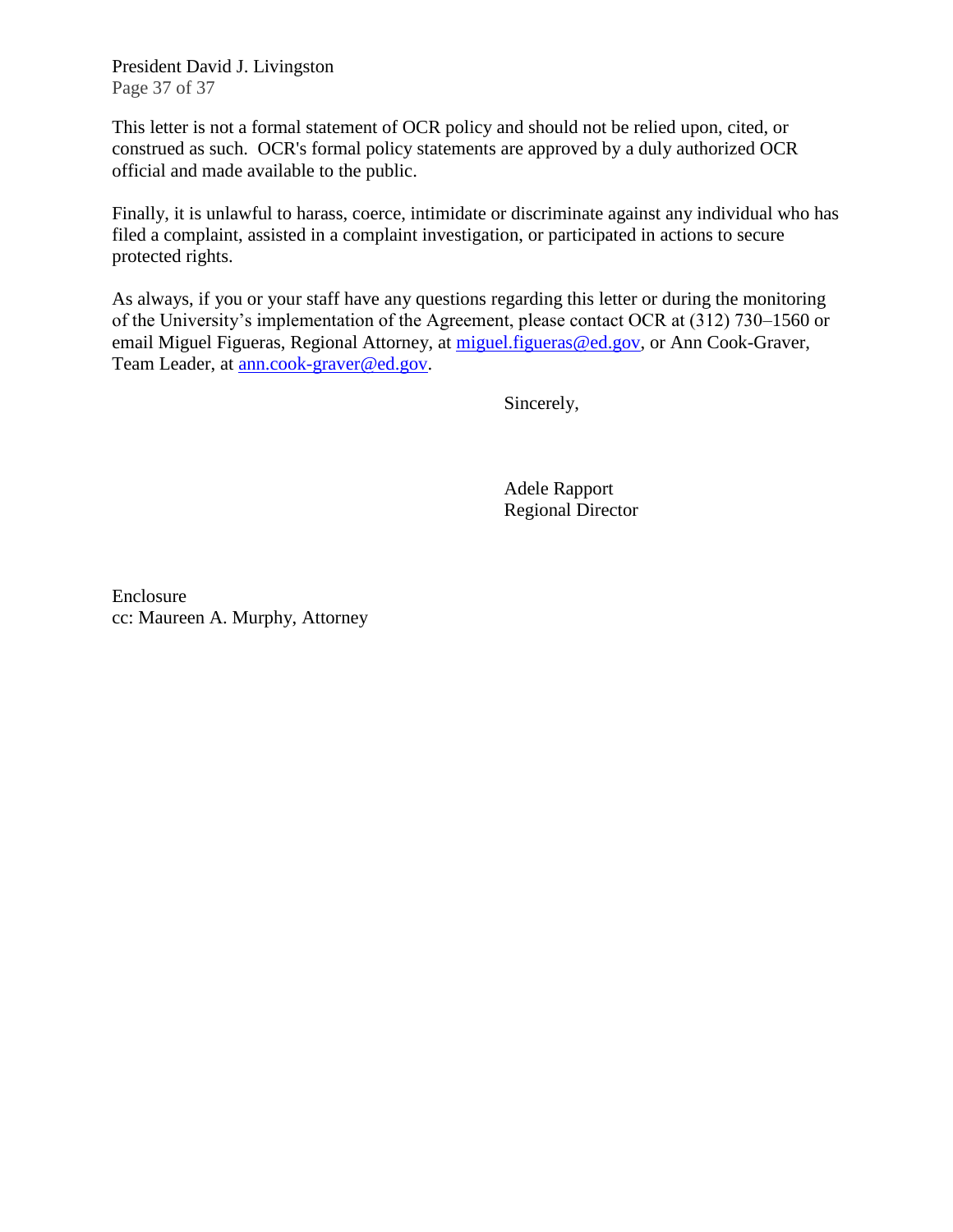This letter is not a formal statement of OCR policy and should not be relied upon, cited, or construed as such. OCR's formal policy statements are approved by a duly authorized OCR official and made available to the public.

Finally, it is unlawful to harass, coerce, intimidate or discriminate against any individual who has filed a complaint, assisted in a complaint investigation, or participated in actions to secure protected rights.

As always, if you or your staff have any questions regarding this letter or during the monitoring of the University's implementation of the Agreement, please contact OCR at (312) 730–1560 or email Miguel Figueras, Regional Attorney, at miguel.figueras@ed.gov, or Ann Cook-Graver, Team Leader, at ann.cook-graver@ed.gov.

Sincerely,

Adele Rappport
Regional Director

Enclosure
cc: Maureen A. Murphy, Attorney